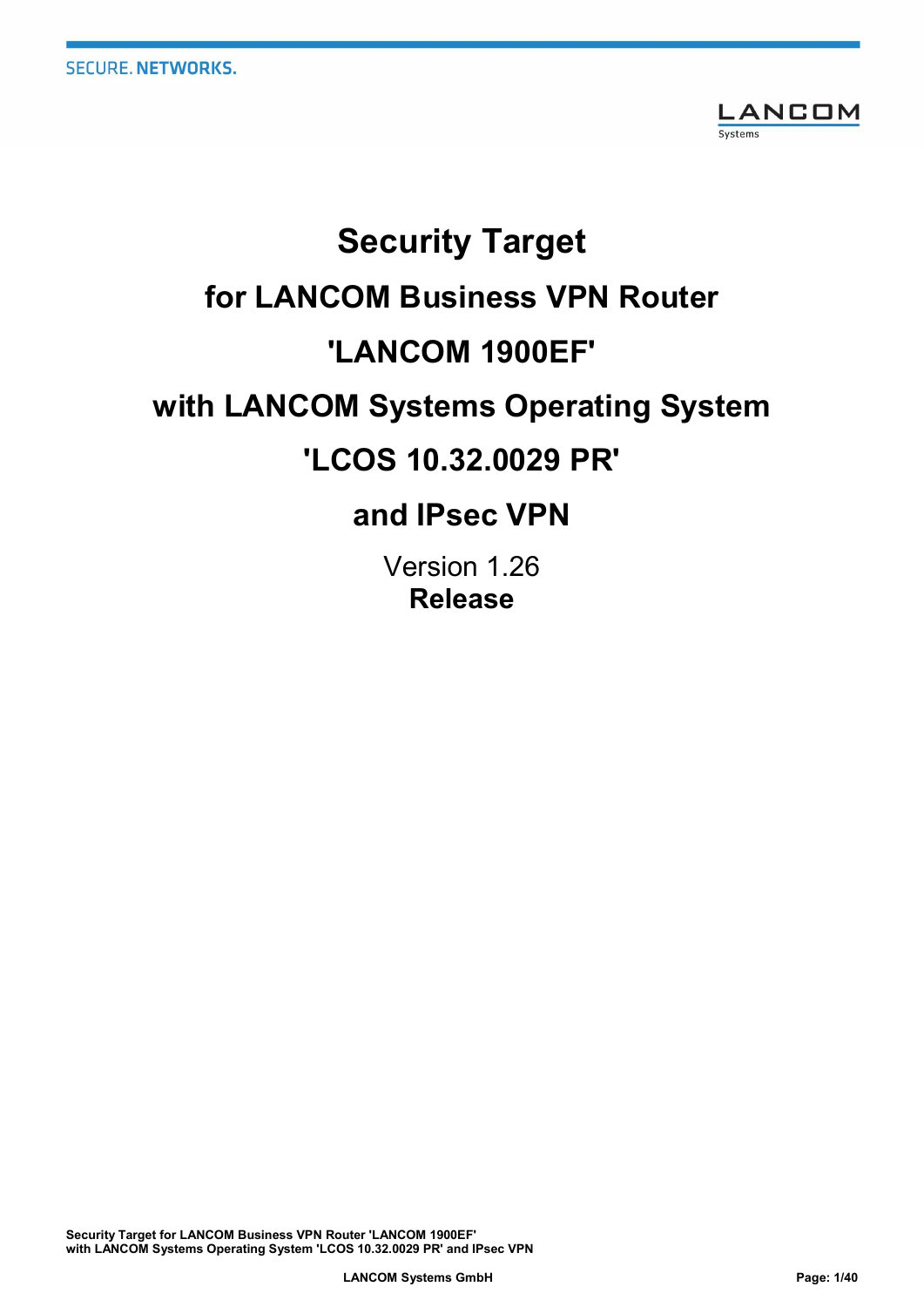SECURE. NETWORKS.

LANCOM Systems

# Security Target
# for LANCOM Business VPN Router
# 'LANCOM 1900EF'
# with LANCOM Systems Operating System
# 'LCOS 10.32.0029 PR'
# and IPsec VPN

Version 1.26
**Release**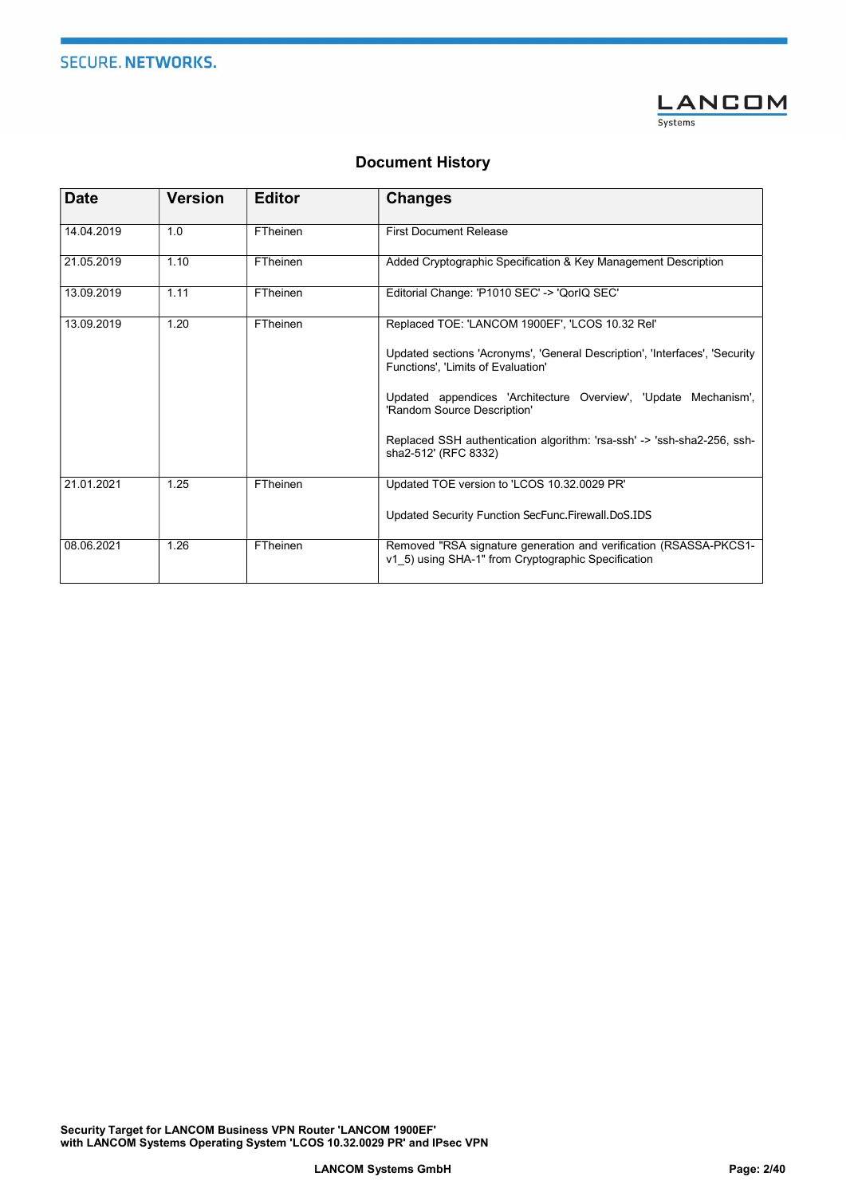## Document History

| Date | Version | Editor | Changes |
|---|---|---|---|
| 14.04.2019 | 1.0 | FTheinen | First Document Release |
| 21.05.2019 | 1.10 | FTheinen | Added Cryptographic Specification & Key Management Description |
| 13.09.2019 | 1.11 | FTheinen | Editorial Change: 'P1010 SEC' -> 'QorIQ SEC' |
| 13.09.2019 | 1.20 | FTheinen | Replaced TOE: 'LANCOM 1900EF', 'LCOS 10.32 Rel'<br><br>Updated sections 'Acronyms', 'General Description', 'Interfaces', 'Security Functions', 'Limits of Evaluation'<br><br>Updated appendices 'Architecture Overview', 'Update Mechanism', 'Random Source Description'<br><br>Replaced SSH authentication algorithm: 'rsa-ssh' -> 'ssh-sha2-256, ssh-sha2-512' (RFC 8332) |
| 21.01.2021 | 1.25 | FTheinen | Updated TOE version to 'LCOS 10.32.0029 PR'<br><br>Updated Security Function SecFunc.Firewall.DoS.IDS |
| 08.06.2021 | 1.26 | FTheinen | Removed "RSA signature generation and verification (RSASSA-PKCS1-v1_5) using SHA-1" from Cryptographic Specification |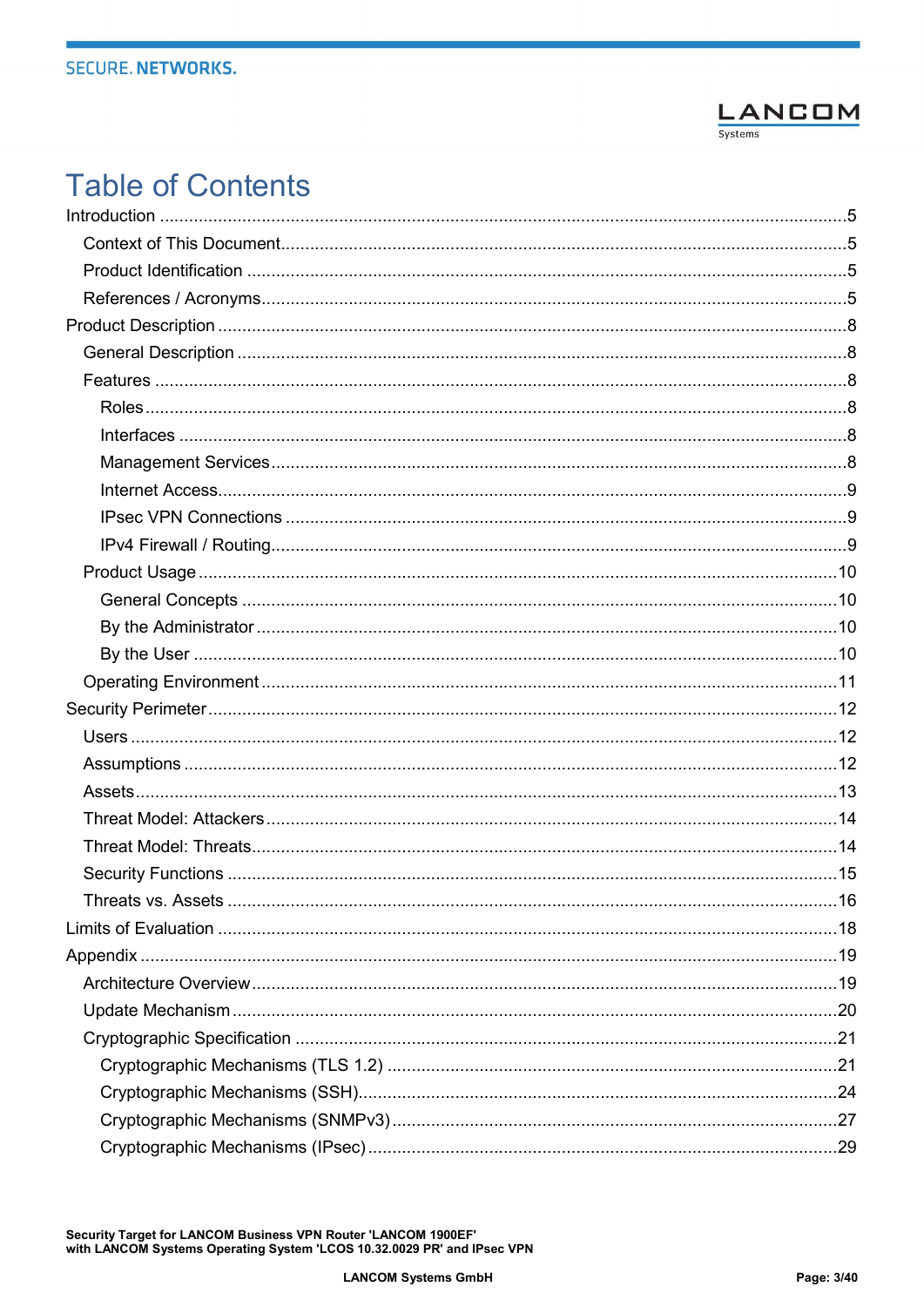# Table of Contents

- Introduction ....................................................5
  - Context of This Document ....................................................5
  - Product Identification ....................................................5
  - References / Acronyms ....................................................5
- Product Description ....................................................8
  - General Description ....................................................8
  - Features ....................................................8
    - Roles ....................................................8
    - Interfaces ....................................................8
    - Management Services ....................................................8
    - Internet Access ....................................................9
    - IPsec VPN Connections ....................................................9
    - IPv4 Firewall / Routing ....................................................9
  - Product Usage ....................................................10
    - General Concepts ....................................................10
    - By the Administrator ....................................................10
    - By the User ....................................................10
  - Operating Environment ....................................................11
- Security Perimeter ....................................................12
  - Users ....................................................12
  - Assumptions ....................................................12
  - Assets ....................................................13
  - Threat Model: Attackers ....................................................14
  - Threat Model: Threats ....................................................14
  - Security Functions ....................................................15
  - Threats vs. Assets ....................................................16
- Limits of Evaluation ....................................................18
- Appendix ....................................................19
  - Architecture Overview ....................................................19
  - Update Mechanism ....................................................20
  - Cryptographic Specification ....................................................21
    - Cryptographic Mechanisms (TLS 1.2) ....................................................21
    - Cryptographic Mechanisms (SSH) ....................................................24
    - Cryptographic Mechanisms (SNMPv3) ....................................................27
    - Cryptographic Mechanisms (IPsec) ....................................................29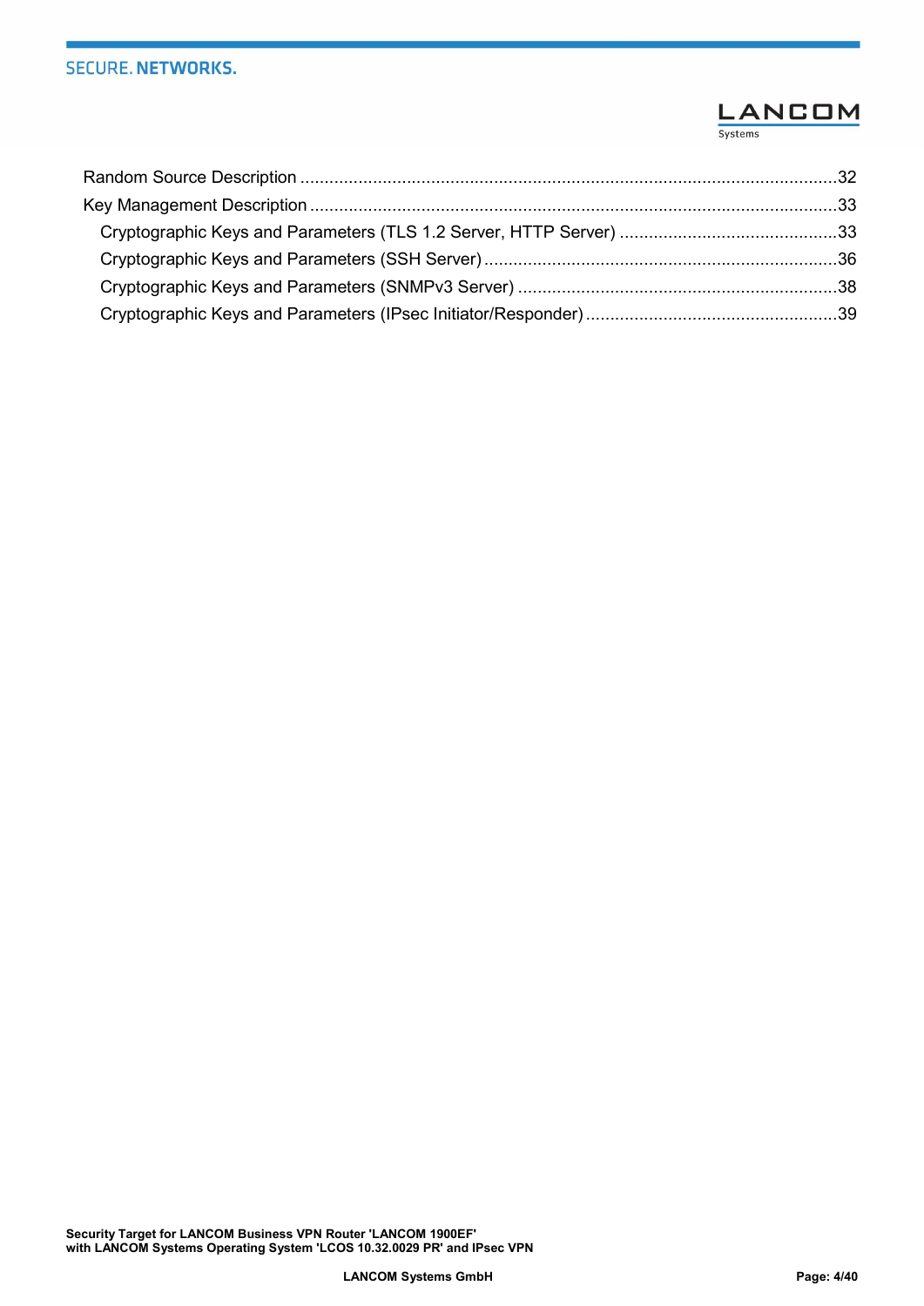Random Source Description ............................................................................................................32

Key Management Description ..........................................................................................................33

 Cryptographic Keys and Parameters (TLS 1.2 Server, HTTP Server) ............................................33

 Cryptographic Keys and Parameters (SSH Server) ........................................................................36

 Cryptographic Keys and Parameters (SNMPv3 Server) .................................................................38

 Cryptographic Keys and Parameters (IPsec Initiator/Responder) ...................................................39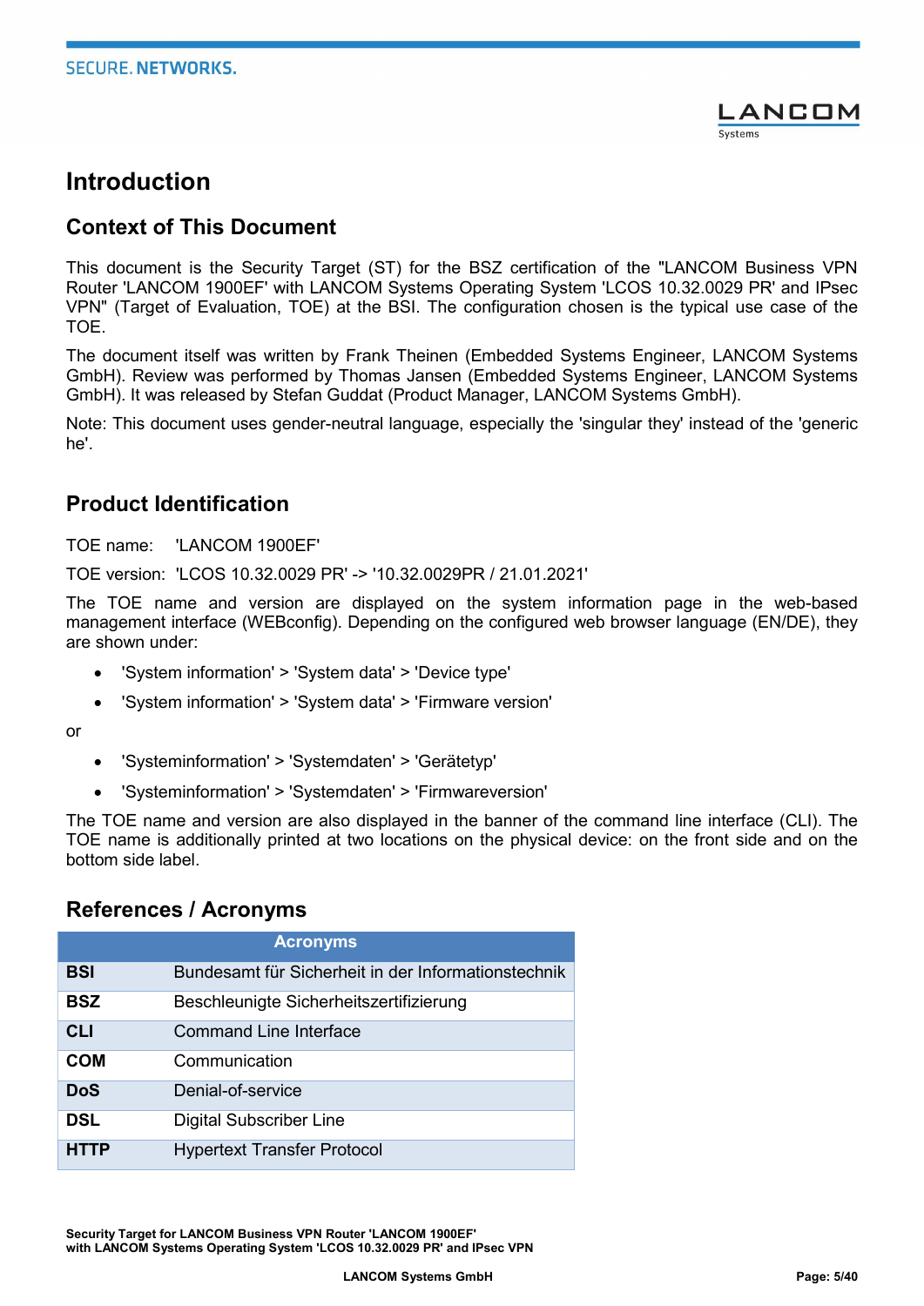# Introduction

## Context of This Document

This document is the Security Target (ST) for the BSZ certification of the "LANCOM Business VPN Router 'LANCOM 1900EF' with LANCOM Systems Operating System 'LCOS 10.32.0029 PR' and IPsec VPN" (Target of Evaluation, TOE) at the BSI. The configuration chosen is the typical use case of the TOE.

The document itself was written by Frank Theinen (Embedded Systems Engineer, LANCOM Systems GmbH). Review was performed by Thomas Jansen (Embedded Systems Engineer, LANCOM Systems GmbH). It was released by Stefan Guddat (Product Manager, LANCOM Systems GmbH).

Note: This document uses gender-neutral language, especially the 'singular they' instead of the 'generic he'.

## Product Identification

TOE name: 'LANCOM 1900EF'

TOE version: 'LCOS 10.32.0029 PR' -> '10.32.0029PR / 21.01.2021'

The TOE name and version are displayed on the system information page in the web-based management interface (WEBconfig). Depending on the configured web browser language (EN/DE), they are shown under:

- 'System information' > 'System data' > 'Device type'
- 'System information' > 'System data' > 'Firmware version'

or

- 'Systeminformation' > 'Systemdaten' > 'Gerätetyp'
- 'Systeminformation' > 'Systemdaten' > 'Firmwareversion'

The TOE name and version are also displayed in the banner of the command line interface (CLI). The TOE name is additionally printed at two locations on the physical device: on the front side and on the bottom side label.

## References / Acronyms

| Acronyms | |
|---|---|
| **BSI** | Bundesamt für Sicherheit in der Informationstechnik |
| **BSZ** | Beschleunigte Sicherheitszertifizierung |
| **CLI** | Command Line Interface |
| **COM** | Communication |
| **DoS** | Denial-of-service |
| **DSL** | Digital Subscriber Line |
| **HTTP** | Hypertext Transfer Protocol |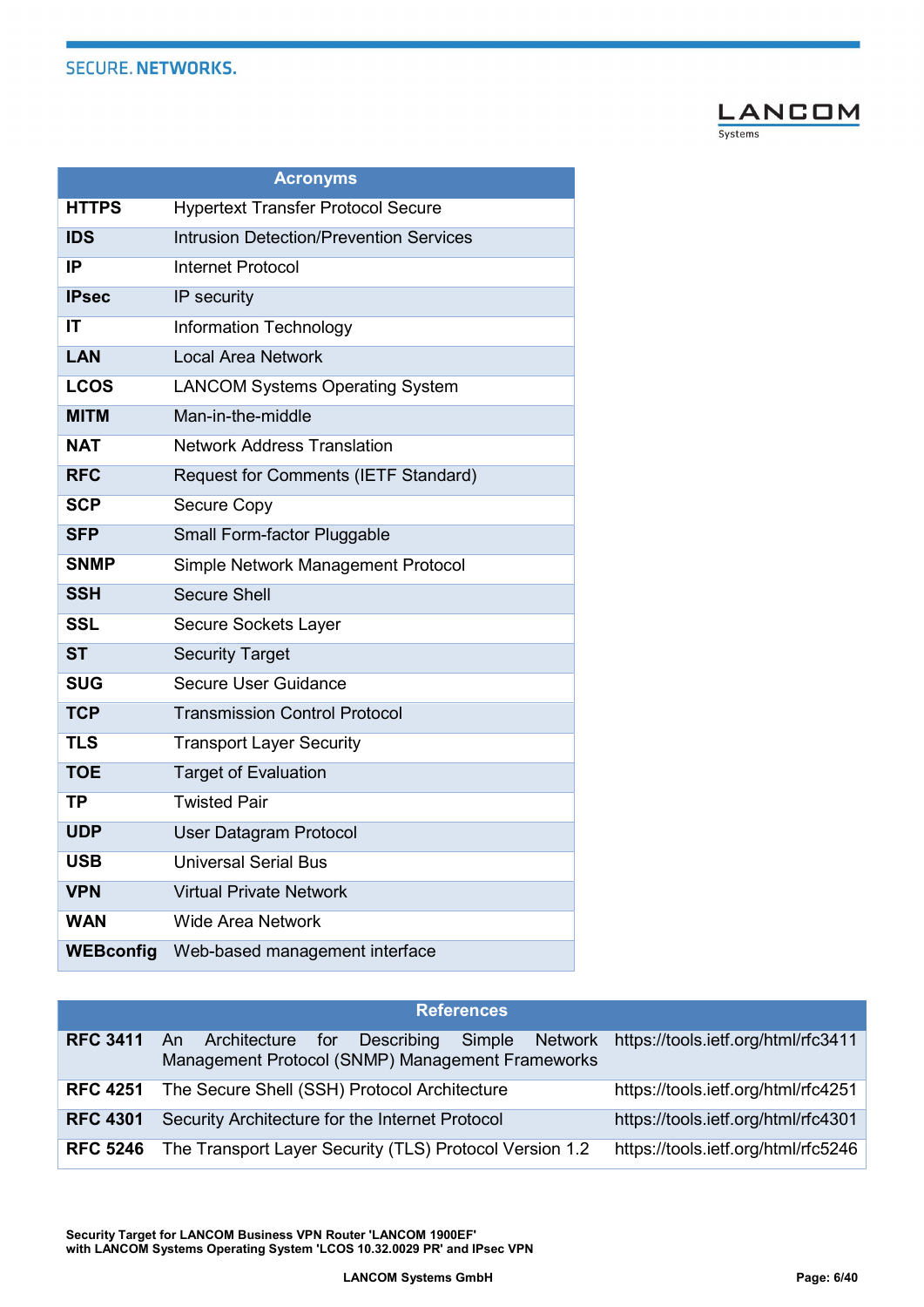| Acronyms | |
|---|---|
| **HTTPS** | Hypertext Transfer Protocol Secure |
| **IDS** | Intrusion Detection/Prevention Services |
| **IP** | Internet Protocol |
| **IPsec** | IP security |
| **IT** | Information Technology |
| **LAN** | Local Area Network |
| **LCOS** | LANCOM Systems Operating System |
| **MITM** | Man-in-the-middle |
| **NAT** | Network Address Translation |
| **RFC** | Request for Comments (IETF Standard) |
| **SCP** | Secure Copy |
| **SFP** | Small Form-factor Pluggable |
| **SNMP** | Simple Network Management Protocol |
| **SSH** | Secure Shell |
| **SSL** | Secure Sockets Layer |
| **ST** | Security Target |
| **SUG** | Secure User Guidance |
| **TCP** | Transmission Control Protocol |
| **TLS** | Transport Layer Security |
| **TOE** | Target of Evaluation |
| **TP** | Twisted Pair |
| **UDP** | User Datagram Protocol |
| **USB** | Universal Serial Bus |
| **VPN** | Virtual Private Network |
| **WAN** | Wide Area Network |
| **WEBconfig** | Web-based management interface |

| References | | |
|---|---|---|
| **RFC 3411** | An Architecture for Describing Simple Network Management Protocol (SNMP) Management Frameworks | https://tools.ietf.org/html/rfc3411 |
| **RFC 4251** | The Secure Shell (SSH) Protocol Architecture | https://tools.ietf.org/html/rfc4251 |
| **RFC 4301** | Security Architecture for the Internet Protocol | https://tools.ietf.org/html/rfc4301 |
| **RFC 5246** | The Transport Layer Security (TLS) Protocol Version 1.2 | https://tools.ietf.org/html/rfc5246 |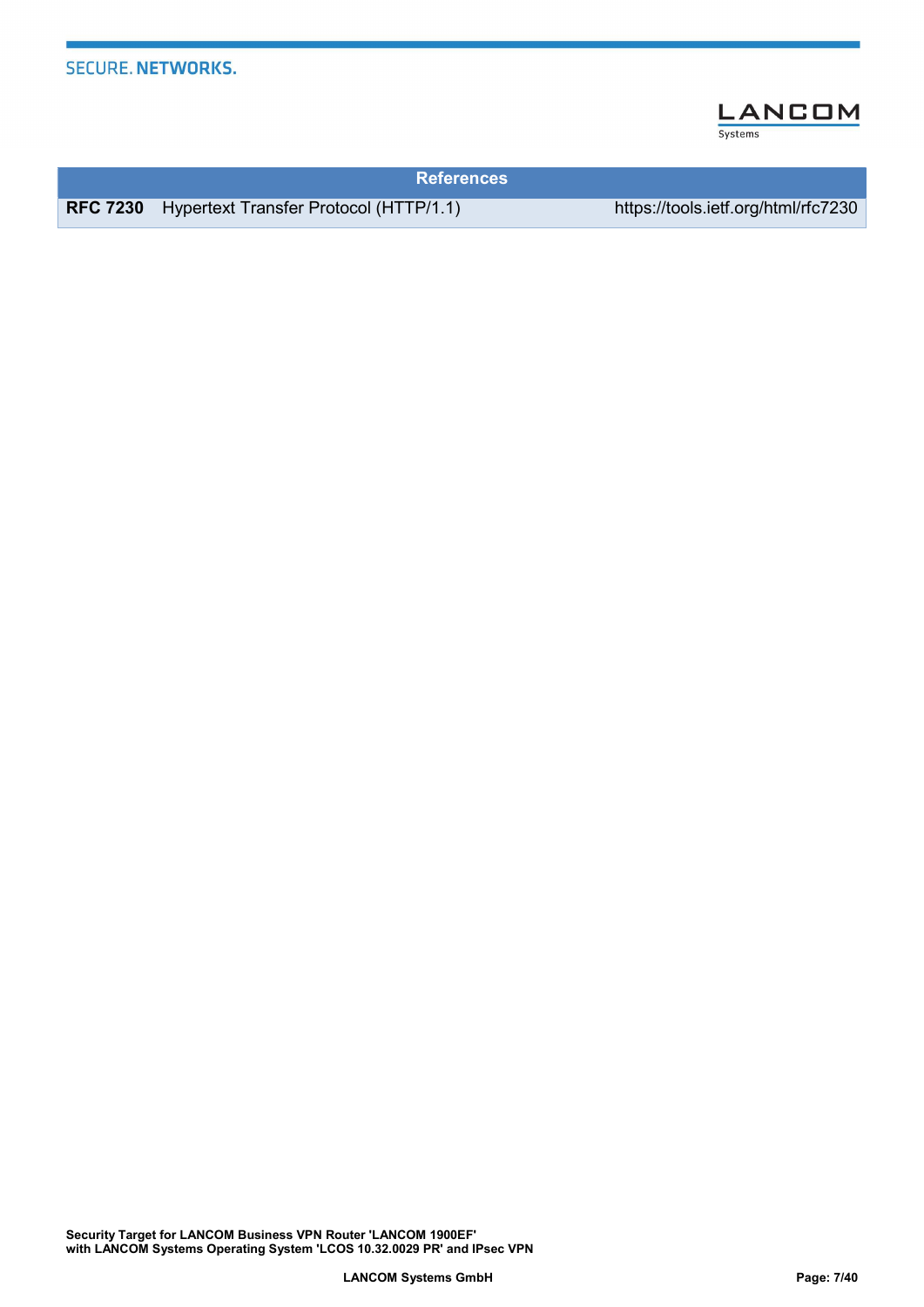| References | | |
|---|---|---|
| **RFC 7230** | Hypertext Transfer Protocol (HTTP/1.1) | https://tools.ietf.org/html/rfc7230 |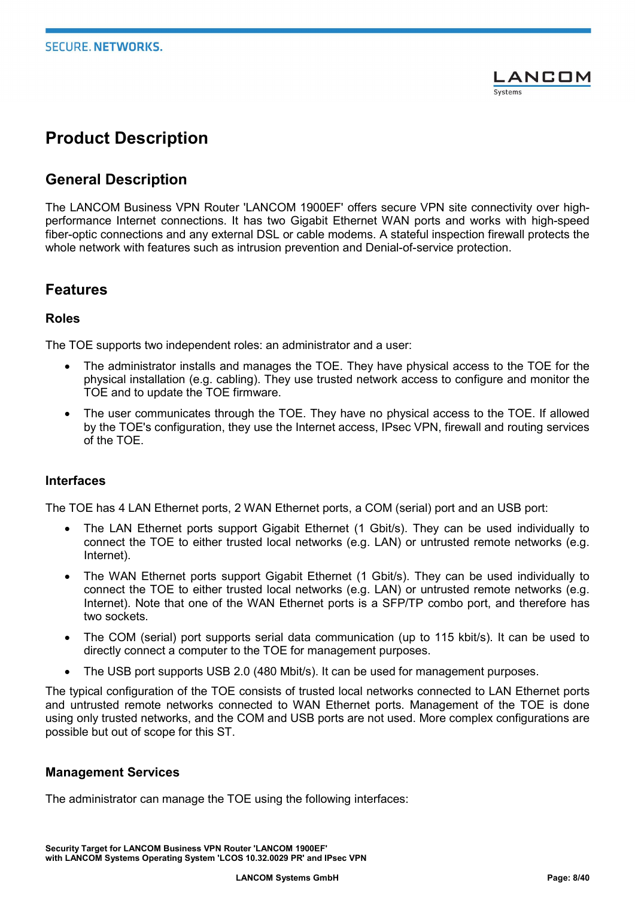# Product Description

## General Description

The LANCOM Business VPN Router 'LANCOM 1900EF' offers secure VPN site connectivity over high-performance Internet connections. It has two Gigabit Ethernet WAN ports and works with high-speed fiber-optic connections and any external DSL or cable modems. A stateful inspection firewall protects the whole network with features such as intrusion prevention and Denial-of-service protection.

## Features

### Roles

The TOE supports two independent roles: an administrator and a user:

- The administrator installs and manages the TOE. They have physical access to the TOE for the physical installation (e.g. cabling). They use trusted network access to configure and monitor the TOE and to update the TOE firmware.
- The user communicates through the TOE. They have no physical access to the TOE. If allowed by the TOE's configuration, they use the Internet access, IPsec VPN, firewall and routing services of the TOE.

### Interfaces

The TOE has 4 LAN Ethernet ports, 2 WAN Ethernet ports, a COM (serial) port and an USB port:

- The LAN Ethernet ports support Gigabit Ethernet (1 Gbit/s). They can be used individually to connect the TOE to either trusted local networks (e.g. LAN) or untrusted remote networks (e.g. Internet).
- The WAN Ethernet ports support Gigabit Ethernet (1 Gbit/s). They can be used individually to connect the TOE to either trusted local networks (e.g. LAN) or untrusted remote networks (e.g. Internet). Note that one of the WAN Ethernet ports is a SFP/TP combo port, and therefore has two sockets.
- The COM (serial) port supports serial data communication (up to 115 kbit/s). It can be used to directly connect a computer to the TOE for management purposes.
- The USB port supports USB 2.0 (480 Mbit/s). It can be used for management purposes.

The typical configuration of the TOE consists of trusted local networks connected to LAN Ethernet ports and untrusted remote networks connected to WAN Ethernet ports. Management of the TOE is done using only trusted networks, and the COM and USB ports are not used. More complex configurations are possible but out of scope for this ST.

### Management Services

The administrator can manage the TOE using the following interfaces: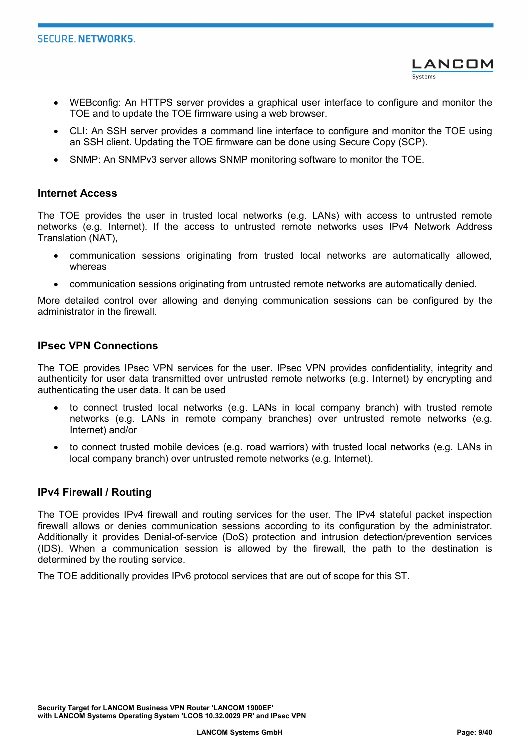- WEBconfig: An HTTPS server provides a graphical user interface to configure and monitor the TOE and to update the TOE firmware using a web browser.
- CLI: An SSH server provides a command line interface to configure and monitor the TOE using an SSH client. Updating the TOE firmware can be done using Secure Copy (SCP).
- SNMP: An SNMPv3 server allows SNMP monitoring software to monitor the TOE.

### Internet Access

The TOE provides the user in trusted local networks (e.g. LANs) with access to untrusted remote networks (e.g. Internet). If the access to untrusted remote networks uses IPv4 Network Address Translation (NAT),

- communication sessions originating from trusted local networks are automatically allowed, whereas
- communication sessions originating from untrusted remote networks are automatically denied.

More detailed control over allowing and denying communication sessions can be configured by the administrator in the firewall.

### IPsec VPN Connections

The TOE provides IPsec VPN services for the user. IPsec VPN provides confidentiality, integrity and authenticity for user data transmitted over untrusted remote networks (e.g. Internet) by encrypting and authenticating the user data. It can be used

- to connect trusted local networks (e.g. LANs in local company branch) with trusted remote networks (e.g. LANs in remote company branches) over untrusted remote networks (e.g. Internet) and/or
- to connect trusted mobile devices (e.g. road warriors) with trusted local networks (e.g. LANs in local company branch) over untrusted remote networks (e.g. Internet).

### IPv4 Firewall / Routing

The TOE provides IPv4 firewall and routing services for the user. The IPv4 stateful packet inspection firewall allows or denies communication sessions according to its configuration by the administrator. Additionally it provides Denial-of-service (DoS) protection and intrusion detection/prevention services (IDS). When a communication session is allowed by the firewall, the path to the destination is determined by the routing service.

The TOE additionally provides IPv6 protocol services that are out of scope for this ST.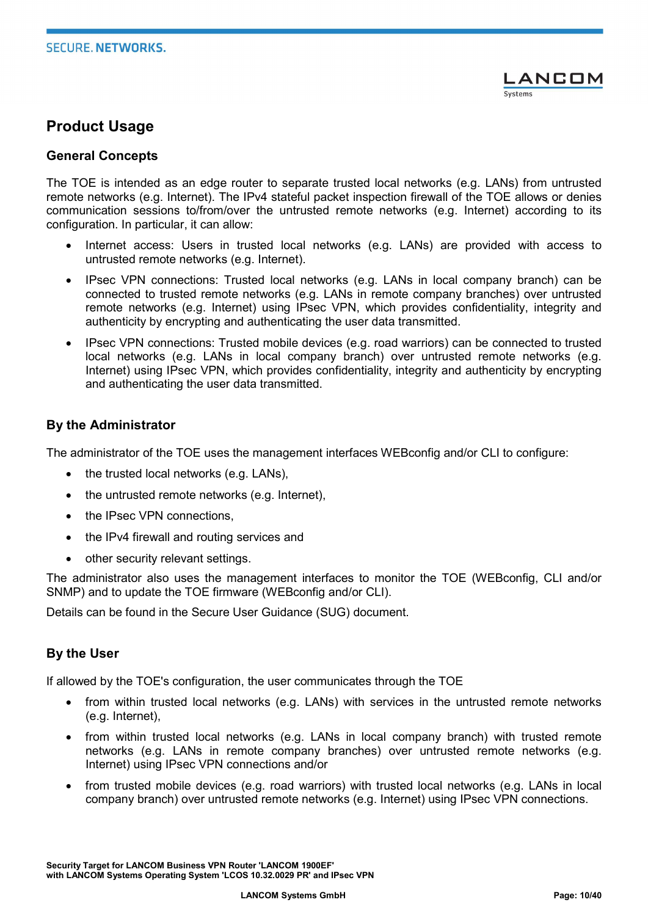## Product Usage

### General Concepts

The TOE is intended as an edge router to separate trusted local networks (e.g. LANs) from untrusted remote networks (e.g. Internet). The IPv4 stateful packet inspection firewall of the TOE allows or denies communication sessions to/from/over the untrusted remote networks (e.g. Internet) according to its configuration. In particular, it can allow:

- Internet access: Users in trusted local networks (e.g. LANs) are provided with access to untrusted remote networks (e.g. Internet).
- IPsec VPN connections: Trusted local networks (e.g. LANs in local company branch) can be connected to trusted remote networks (e.g. LANs in remote company branches) over untrusted remote networks (e.g. Internet) using IPsec VPN, which provides confidentiality, integrity and authenticity by encrypting and authenticating the user data transmitted.
- IPsec VPN connections: Trusted mobile devices (e.g. road warriors) can be connected to trusted local networks (e.g. LANs in local company branch) over untrusted remote networks (e.g. Internet) using IPsec VPN, which provides confidentiality, integrity and authenticity by encrypting and authenticating the user data transmitted.

### By the Administrator

The administrator of the TOE uses the management interfaces WEBconfig and/or CLI to configure:

- the trusted local networks (e.g. LANs),
- the untrusted remote networks (e.g. Internet),
- the IPsec VPN connections,
- the IPv4 firewall and routing services and
- other security relevant settings.

The administrator also uses the management interfaces to monitor the TOE (WEBconfig, CLI and/or SNMP) and to update the TOE firmware (WEBconfig and/or CLI).

Details can be found in the Secure User Guidance (SUG) document.

### By the User

If allowed by the TOE's configuration, the user communicates through the TOE

- from within trusted local networks (e.g. LANs) with services in the untrusted remote networks (e.g. Internet),
- from within trusted local networks (e.g. LANs in local company branch) with trusted remote networks (e.g. LANs in remote company branches) over untrusted remote networks (e.g. Internet) using IPsec VPN connections and/or
- from trusted mobile devices (e.g. road warriors) with trusted local networks (e.g. LANs in local company branch) over untrusted remote networks (e.g. Internet) using IPsec VPN connections.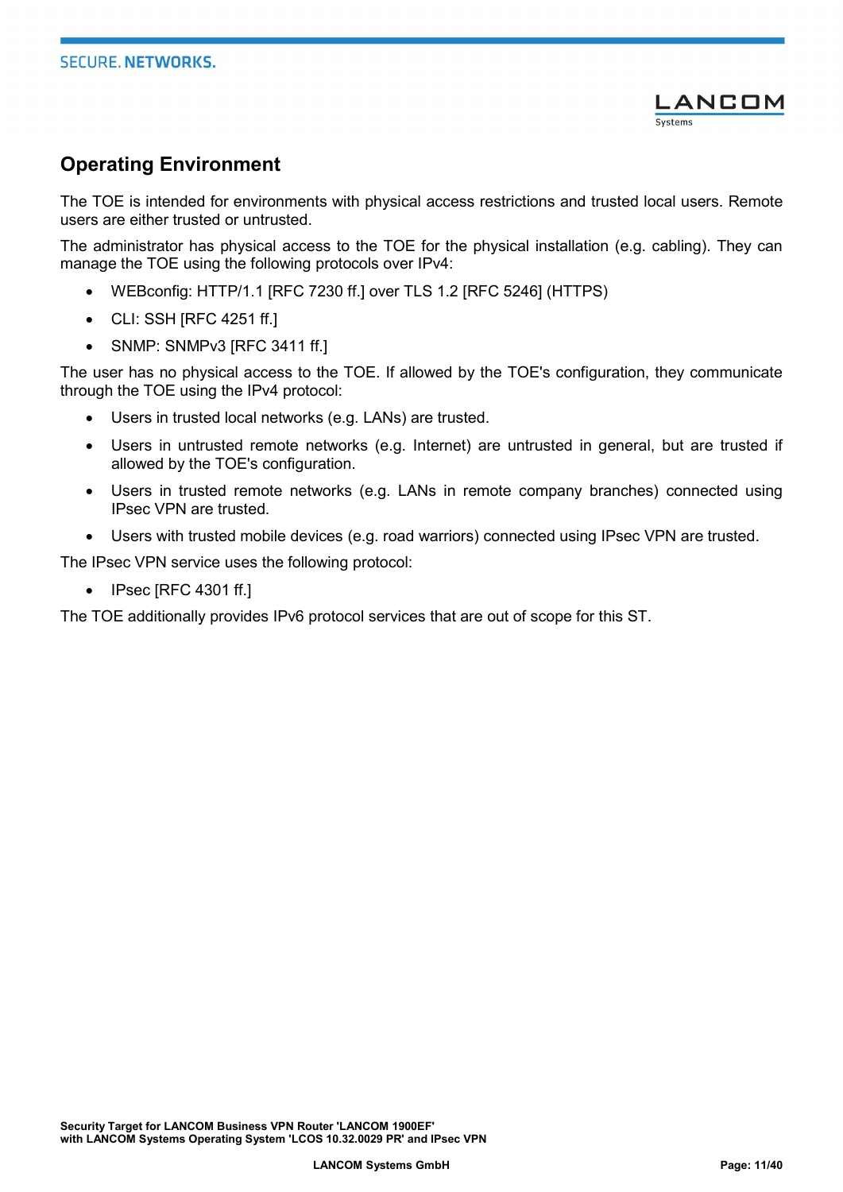## Operating Environment

The TOE is intended for environments with physical access restrictions and trusted local users. Remote users are either trusted or untrusted.

The administrator has physical access to the TOE for the physical installation (e.g. cabling). They can manage the TOE using the following protocols over IPv4:

- WEBconfig: HTTP/1.1 [RFC 7230 ff.] over TLS 1.2 [RFC 5246] (HTTPS)
- CLI: SSH [RFC 4251 ff.]
- SNMP: SNMPv3 [RFC 3411 ff.]

The user has no physical access to the TOE. If allowed by the TOE's configuration, they communicate through the TOE using the IPv4 protocol:

- Users in trusted local networks (e.g. LANs) are trusted.
- Users in untrusted remote networks (e.g. Internet) are untrusted in general, but are trusted if allowed by the TOE's configuration.
- Users in trusted remote networks (e.g. LANs in remote company branches) connected using IPsec VPN are trusted.
- Users with trusted mobile devices (e.g. road warriors) connected using IPsec VPN are trusted.

The IPsec VPN service uses the following protocol:

- IPsec [RFC 4301 ff.]

The TOE additionally provides IPv6 protocol services that are out of scope for this ST.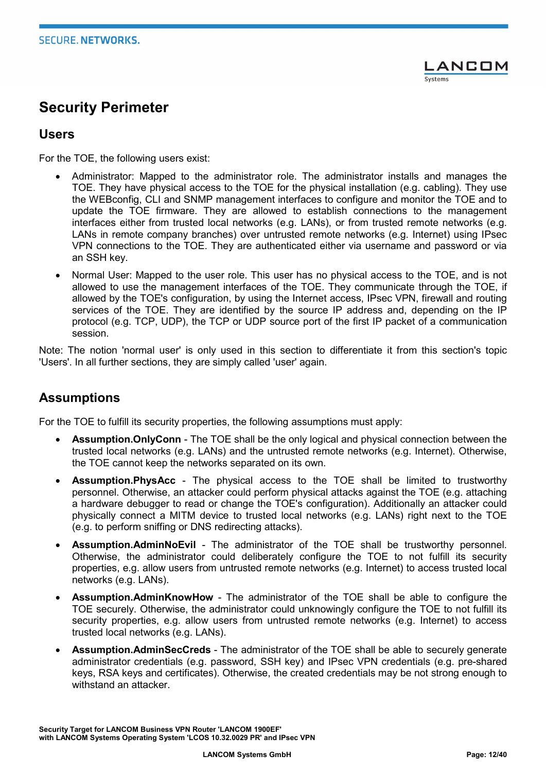# Security Perimeter

## Users

For the TOE, the following users exist:

- Administrator: Mapped to the administrator role. The administrator installs and manages the TOE. They have physical access to the TOE for the physical installation (e.g. cabling). They use the WEBconfig, CLI and SNMP management interfaces to configure and monitor the TOE and to update the TOE firmware. They are allowed to establish connections to the management interfaces either from trusted local networks (e.g. LANs), or from trusted remote networks (e.g. LANs in remote company branches) over untrusted remote networks (e.g. Internet) using IPsec VPN connections to the TOE. They are authenticated either via username and password or via an SSH key.
- Normal User: Mapped to the user role. This user has no physical access to the TOE, and is not allowed to use the management interfaces of the TOE. They communicate through the TOE, if allowed by the TOE's configuration, by using the Internet access, IPsec VPN, firewall and routing services of the TOE. They are identified by the source IP address and, depending on the IP protocol (e.g. TCP, UDP), the TCP or UDP source port of the first IP packet of a communication session.

Note: The notion 'normal user' is only used in this section to differentiate it from this section's topic 'Users'. In all further sections, they are simply called 'user' again.

## Assumptions

For the TOE to fulfill its security properties, the following assumptions must apply:

- **Assumption.OnlyConn** - The TOE shall be the only logical and physical connection between the trusted local networks (e.g. LANs) and the untrusted remote networks (e.g. Internet). Otherwise, the TOE cannot keep the networks separated on its own.
- **Assumption.PhysAcc** - The physical access to the TOE shall be limited to trustworthy personnel. Otherwise, an attacker could perform physical attacks against the TOE (e.g. attaching a hardware debugger to read or change the TOE's configuration). Additionally an attacker could physically connect a MITM device to trusted local networks (e.g. LANs) right next to the TOE (e.g. to perform sniffing or DNS redirecting attacks).
- **Assumption.AdminNoEvil** - The administrator of the TOE shall be trustworthy personnel. Otherwise, the administrator could deliberately configure the TOE to not fulfill its security properties, e.g. allow users from untrusted remote networks (e.g. Internet) to access trusted local networks (e.g. LANs).
- **Assumption.AdminKnowHow** - The administrator of the TOE shall be able to configure the TOE securely. Otherwise, the administrator could unknowingly configure the TOE to not fulfill its security properties, e.g. allow users from untrusted remote networks (e.g. Internet) to access trusted local networks (e.g. LANs).
- **Assumption.AdminSecCreds** - The administrator of the TOE shall be able to securely generate administrator credentials (e.g. password, SSH key) and IPsec VPN credentials (e.g. pre-shared keys, RSA keys and certificates). Otherwise, the created credentials may be not strong enough to withstand an attacker.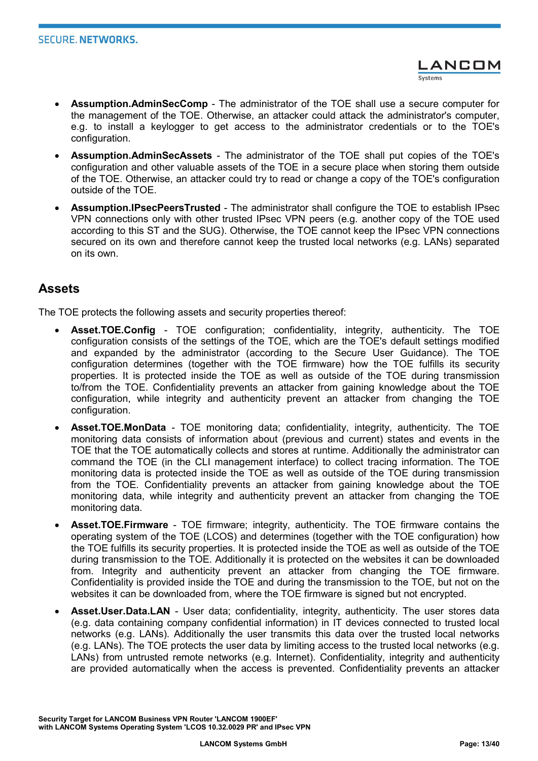- **Assumption.AdminSecComp** - The administrator of the TOE shall use a secure computer for the management of the TOE. Otherwise, an attacker could attack the administrator's computer, e.g. to install a keylogger to get access to the administrator credentials or to the TOE's configuration.
- **Assumption.AdminSecAssets** - The administrator of the TOE shall put copies of the TOE's configuration and other valuable assets of the TOE in a secure place when storing them outside of the TOE. Otherwise, an attacker could try to read or change a copy of the TOE's configuration outside of the TOE.
- **Assumption.IPsecPeersTrusted** - The administrator shall configure the TOE to establish IPsec VPN connections only with other trusted IPsec VPN peers (e.g. another copy of the TOE used according to this ST and the SUG). Otherwise, the TOE cannot keep the IPsec VPN connections secured on its own and therefore cannot keep the trusted local networks (e.g. LANs) separated on its own.

## Assets

The TOE protects the following assets and security properties thereof:

- **Asset.TOE.Config** - TOE configuration; confidentiality, integrity, authenticity. The TOE configuration consists of the settings of the TOE, which are the TOE's default settings modified and expanded by the administrator (according to the Secure User Guidance). The TOE configuration determines (together with the TOE firmware) how the TOE fulfills its security properties. It is protected inside the TOE as well as outside of the TOE during transmission to/from the TOE. Confidentiality prevents an attacker from gaining knowledge about the TOE configuration, while integrity and authenticity prevent an attacker from changing the TOE configuration.
- **Asset.TOE.MonData** - TOE monitoring data; confidentiality, integrity, authenticity. The TOE monitoring data consists of information about (previous and current) states and events in the TOE that the TOE automatically collects and stores at runtime. Additionally the administrator can command the TOE (in the CLI management interface) to collect tracing information. The TOE monitoring data is protected inside the TOE as well as outside of the TOE during transmission from the TOE. Confidentiality prevents an attacker from gaining knowledge about the TOE monitoring data, while integrity and authenticity prevent an attacker from changing the TOE monitoring data.
- **Asset.TOE.Firmware** - TOE firmware; integrity, authenticity. The TOE firmware contains the operating system of the TOE (LCOS) and determines (together with the TOE configuration) how the TOE fulfills its security properties. It is protected inside the TOE as well as outside of the TOE during transmission to the TOE. Additionally it is protected on the websites it can be downloaded from. Integrity and authenticity prevent an attacker from changing the TOE firmware. Confidentiality is provided inside the TOE and during the transmission to the TOE, but not on the websites it can be downloaded from, where the TOE firmware is signed but not encrypted.
- **Asset.User.Data.LAN** - User data; confidentiality, integrity, authenticity. The user stores data (e.g. data containing company confidential information) in IT devices connected to trusted local networks (e.g. LANs). Additionally the user transmits this data over the trusted local networks (e.g. LANs). The TOE protects the user data by limiting access to the trusted local networks (e.g. LANs) from untrusted remote networks (e.g. Internet). Confidentiality, integrity and authenticity are provided automatically when the access is prevented. Confidentiality prevents an attacker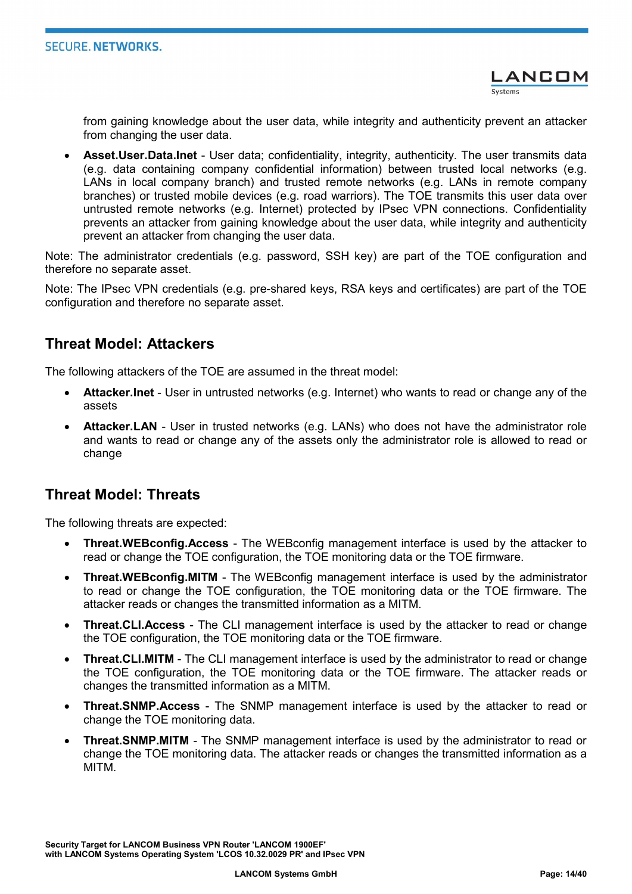from gaining knowledge about the user data, while integrity and authenticity prevent an attacker from changing the user data.

- **Asset.User.Data.Inet** - User data; confidentiality, integrity, authenticity. The user transmits data (e.g. data containing company confidential information) between trusted local networks (e.g. LANs in local company branch) and trusted remote networks (e.g. LANs in remote company branches) or trusted mobile devices (e.g. road warriors). The TOE transmits this user data over untrusted remote networks (e.g. Internet) protected by IPsec VPN connections. Confidentiality prevents an attacker from gaining knowledge about the user data, while integrity and authenticity prevent an attacker from changing the user data.

Note: The administrator credentials (e.g. password, SSH key) are part of the TOE configuration and therefore no separate asset.

Note: The IPsec VPN credentials (e.g. pre-shared keys, RSA keys and certificates) are part of the TOE configuration and therefore no separate asset.

## Threat Model: Attackers

The following attackers of the TOE are assumed in the threat model:

- **Attacker.Inet** - User in untrusted networks (e.g. Internet) who wants to read or change any of the assets
- **Attacker.LAN** - User in trusted networks (e.g. LANs) who does not have the administrator role and wants to read or change any of the assets only the administrator role is allowed to read or change

## Threat Model: Threats

The following threats are expected:

- **Threat.WEBconfig.Access** - The WEBconfig management interface is used by the attacker to read or change the TOE configuration, the TOE monitoring data or the TOE firmware.
- **Threat.WEBconfig.MITM** - The WEBconfig management interface is used by the administrator to read or change the TOE configuration, the TOE monitoring data or the TOE firmware. The attacker reads or changes the transmitted information as a MITM.
- **Threat.CLI.Access** - The CLI management interface is used by the attacker to read or change the TOE configuration, the TOE monitoring data or the TOE firmware.
- **Threat.CLI.MITM** - The CLI management interface is used by the administrator to read or change the TOE configuration, the TOE monitoring data or the TOE firmware. The attacker reads or changes the transmitted information as a MITM.
- **Threat.SNMP.Access** - The SNMP management interface is used by the attacker to read or change the TOE monitoring data.
- **Threat.SNMP.MITM** - The SNMP management interface is used by the administrator to read or change the TOE monitoring data. The attacker reads or changes the transmitted information as a MITM.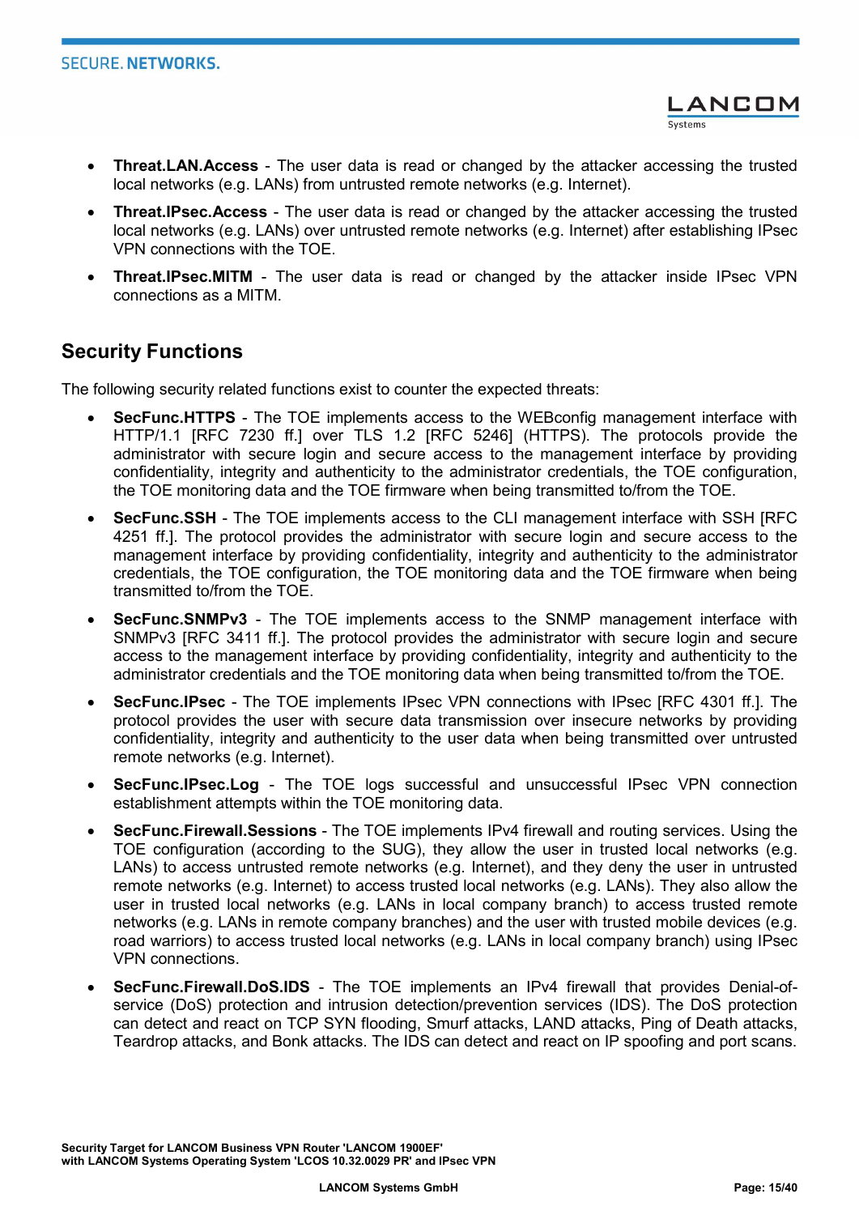- **Threat.LAN.Access** - The user data is read or changed by the attacker accessing the trusted local networks (e.g. LANs) from untrusted remote networks (e.g. Internet).
- **Threat.IPsec.Access** - The user data is read or changed by the attacker accessing the trusted local networks (e.g. LANs) over untrusted remote networks (e.g. Internet) after establishing IPsec VPN connections with the TOE.
- **Threat.IPsec.MITM** - The user data is read or changed by the attacker inside IPsec VPN connections as a MITM.

## Security Functions

The following security related functions exist to counter the expected threats:

- **SecFunc.HTTPS** - The TOE implements access to the WEBconfig management interface with HTTP/1.1 [RFC 7230 ff.] over TLS 1.2 [RFC 5246] (HTTPS). The protocols provide the administrator with secure login and secure access to the management interface by providing confidentiality, integrity and authenticity to the administrator credentials, the TOE configuration, the TOE monitoring data and the TOE firmware when being transmitted to/from the TOE.
- **SecFunc.SSH** - The TOE implements access to the CLI management interface with SSH [RFC 4251 ff.]. The protocol provides the administrator with secure login and secure access to the management interface by providing confidentiality, integrity and authenticity to the administrator credentials, the TOE configuration, the TOE monitoring data and the TOE firmware when being transmitted to/from the TOE.
- **SecFunc.SNMPv3** - The TOE implements access to the SNMP management interface with SNMPv3 [RFC 3411 ff.]. The protocol provides the administrator with secure login and secure access to the management interface by providing confidentiality, integrity and authenticity to the administrator credentials and the TOE monitoring data when being transmitted to/from the TOE.
- **SecFunc.IPsec** - The TOE implements IPsec VPN connections with IPsec [RFC 4301 ff.]. The protocol provides the user with secure data transmission over insecure networks by providing confidentiality, integrity and authenticity to the user data when being transmitted over untrusted remote networks (e.g. Internet).
- **SecFunc.IPsec.Log** - The TOE logs successful and unsuccessful IPsec VPN connection establishment attempts within the TOE monitoring data.
- **SecFunc.Firewall.Sessions** - The TOE implements IPv4 firewall and routing services. Using the TOE configuration (according to the SUG), they allow the user in trusted local networks (e.g. LANs) to access untrusted remote networks (e.g. Internet), and they deny the user in untrusted remote networks (e.g. Internet) to access trusted local networks (e.g. LANs). They also allow the user in trusted local networks (e.g. LANs in local company branch) to access trusted remote networks (e.g. LANs in remote company branches) and the user with trusted mobile devices (e.g. road warriors) to access trusted local networks (e.g. LANs in local company branch) using IPsec VPN connections.
- **SecFunc.Firewall.DoS.IDS** - The TOE implements an IPv4 firewall that provides Denial-of-service (DoS) protection and intrusion detection/prevention services (IDS). The DoS protection can detect and react on TCP SYN flooding, Smurf attacks, LAND attacks, Ping of Death attacks, Teardrop attacks, and Bonk attacks. The IDS can detect and react on IP spoofing and port scans.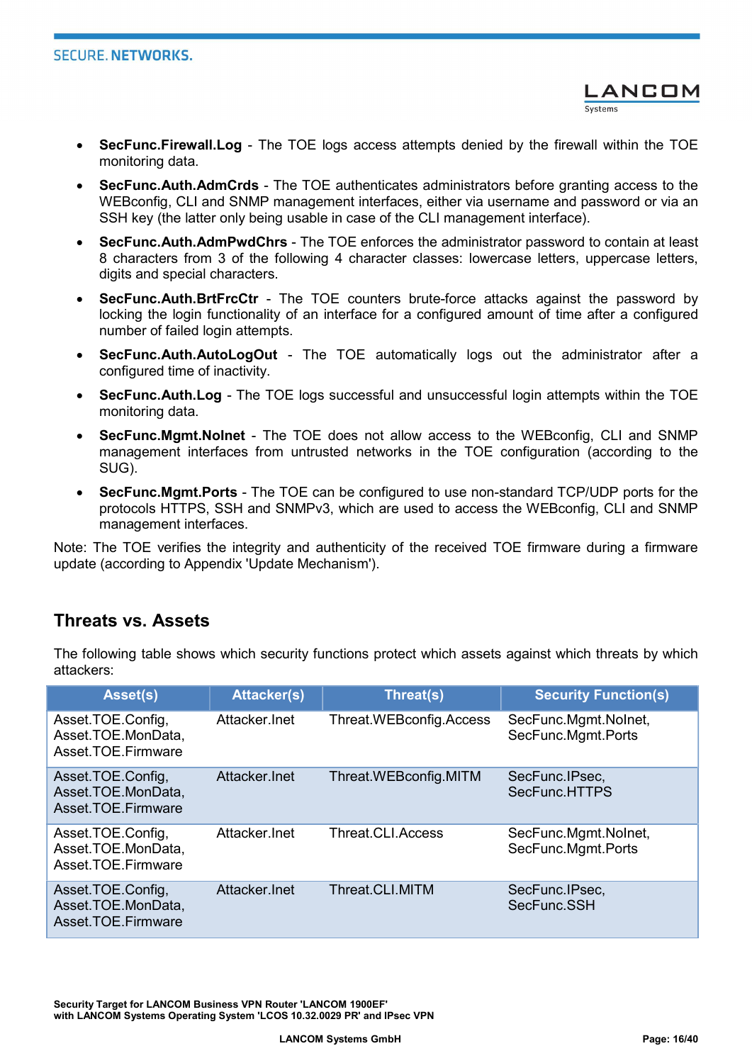- **SecFunc.Firewall.Log** - The TOE logs access attempts denied by the firewall within the TOE monitoring data.
- **SecFunc.Auth.AdmCrds** - The TOE authenticates administrators before granting access to the WEBconfig, CLI and SNMP management interfaces, either via username and password or via an SSH key (the latter only being usable in case of the CLI management interface).
- **SecFunc.Auth.AdmPwdChrs** - The TOE enforces the administrator password to contain at least 8 characters from 3 of the following 4 character classes: lowercase letters, uppercase letters, digits and special characters.
- **SecFunc.Auth.BrtFrcCtr** - The TOE counters brute-force attacks against the password by locking the login functionality of an interface for a configured amount of time after a configured number of failed login attempts.
- **SecFunc.Auth.AutoLogOut** - The TOE automatically logs out the administrator after a configured time of inactivity.
- **SecFunc.Auth.Log** - The TOE logs successful and unsuccessful login attempts within the TOE monitoring data.
- **SecFunc.Mgmt.NoInet** - The TOE does not allow access to the WEBconfig, CLI and SNMP management interfaces from untrusted networks in the TOE configuration (according to the SUG).
- **SecFunc.Mgmt.Ports** - The TOE can be configured to use non-standard TCP/UDP ports for the protocols HTTPS, SSH and SNMPv3, which are used to access the WEBconfig, CLI and SNMP management interfaces.

Note: The TOE verifies the integrity and authenticity of the received TOE firmware during a firmware update (according to Appendix 'Update Mechanism').

## Threats vs. Assets

The following table shows which security functions protect which assets against which threats by which attackers:

| Asset(s) | Attacker(s) | Threat(s) | Security Function(s) |
|---|---|---|---|
| Asset.TOE.Config, Asset.TOE.MonData, Asset.TOE.Firmware | Attacker.Inet | Threat.WEBconfig.Access | SecFunc.Mgmt.NoInet, SecFunc.Mgmt.Ports |
| Asset.TOE.Config, Asset.TOE.MonData, Asset.TOE.Firmware | Attacker.Inet | Threat.WEBconfig.MITM | SecFunc.IPsec, SecFunc.HTTPS |
| Asset.TOE.Config, Asset.TOE.MonData, Asset.TOE.Firmware | Attacker.Inet | Threat.CLI.Access | SecFunc.Mgmt.NoInet, SecFunc.Mgmt.Ports |
| Asset.TOE.Config, Asset.TOE.MonData, Asset.TOE.Firmware | Attacker.Inet | Threat.CLI.MITM | SecFunc.IPsec, SecFunc.SSH |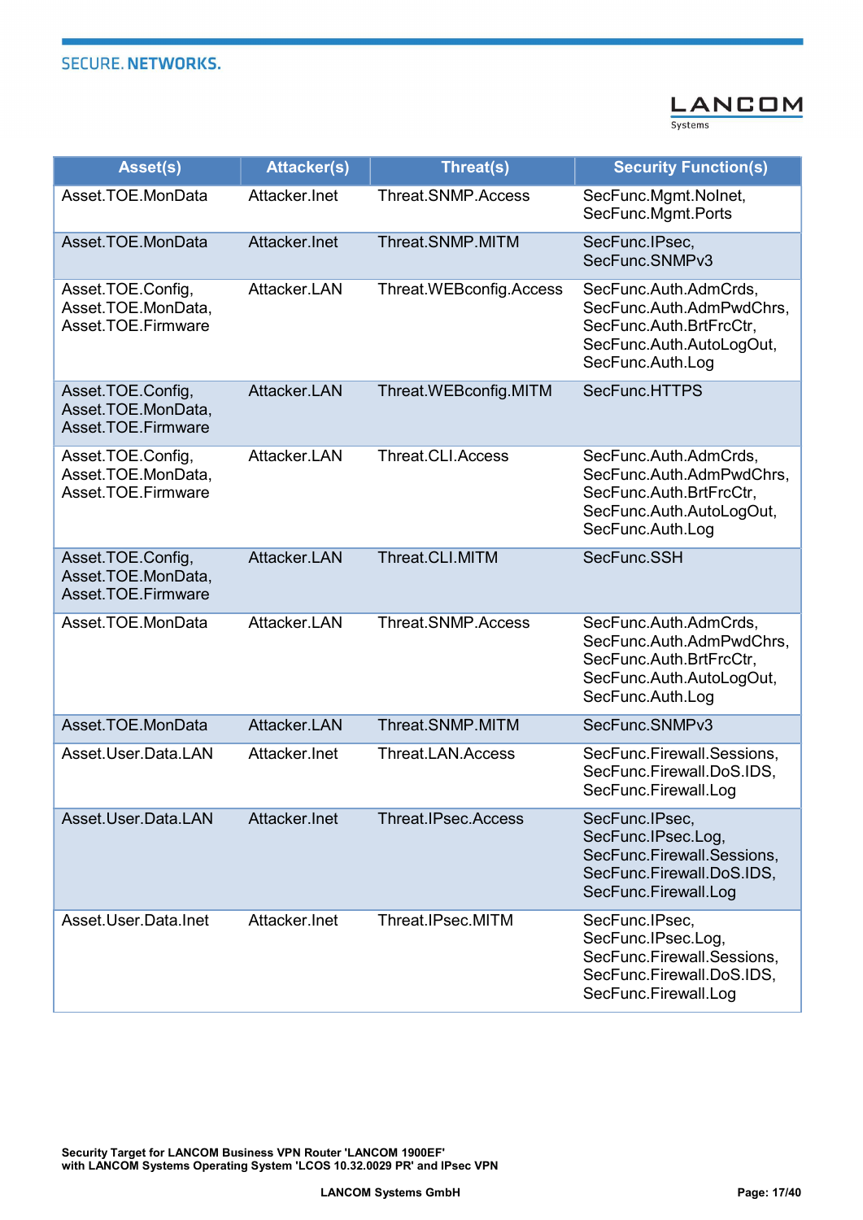| Asset(s) | Attacker(s) | Threat(s) | Security Function(s) |
|---|---|---|---|
| Asset.TOE.MonData | Attacker.Inet | Threat.SNMP.Access | SecFunc.Mgmt.NoInet, SecFunc.Mgmt.Ports |
| Asset.TOE.MonData | Attacker.Inet | Threat.SNMP.MITM | SecFunc.IPsec, SecFunc.SNMPv3 |
| Asset.TOE.Config, Asset.TOE.MonData, Asset.TOE.Firmware | Attacker.LAN | Threat.WEBconfig.Access | SecFunc.Auth.AdmCrds, SecFunc.Auth.AdmPwdChrs, SecFunc.Auth.BrtFrcCtr, SecFunc.Auth.AutoLogOut, SecFunc.Auth.Log |
| Asset.TOE.Config, Asset.TOE.MonData, Asset.TOE.Firmware | Attacker.LAN | Threat.WEBconfig.MITM | SecFunc.HTTPS |
| Asset.TOE.Config, Asset.TOE.MonData, Asset.TOE.Firmware | Attacker.LAN | Threat.CLI.Access | SecFunc.Auth.AdmCrds, SecFunc.Auth.AdmPwdChrs, SecFunc.Auth.BrtFrcCtr, SecFunc.Auth.AutoLogOut, SecFunc.Auth.Log |
| Asset.TOE.Config, Asset.TOE.MonData, Asset.TOE.Firmware | Attacker.LAN | Threat.CLI.MITM | SecFunc.SSH |
| Asset.TOE.MonData | Attacker.LAN | Threat.SNMP.Access | SecFunc.Auth.AdmCrds, SecFunc.Auth.AdmPwdChrs, SecFunc.Auth.BrtFrcCtr, SecFunc.Auth.AutoLogOut, SecFunc.Auth.Log |
| Asset.TOE.MonData | Attacker.LAN | Threat.SNMP.MITM | SecFunc.SNMPv3 |
| Asset.User.Data.LAN | Attacker.Inet | Threat.LAN.Access | SecFunc.Firewall.Sessions, SecFunc.Firewall.DoS.IDS, SecFunc.Firewall.Log |
| Asset.User.Data.LAN | Attacker.Inet | Threat.IPsec.Access | SecFunc.IPsec, SecFunc.IPsec.Log, SecFunc.Firewall.Sessions, SecFunc.Firewall.DoS.IDS, SecFunc.Firewall.Log |
| Asset.User.Data.Inet | Attacker.Inet | Threat.IPsec.MITM | SecFunc.IPsec, SecFunc.IPsec.Log, SecFunc.Firewall.Sessions, SecFunc.Firewall.DoS.IDS, SecFunc.Firewall.Log |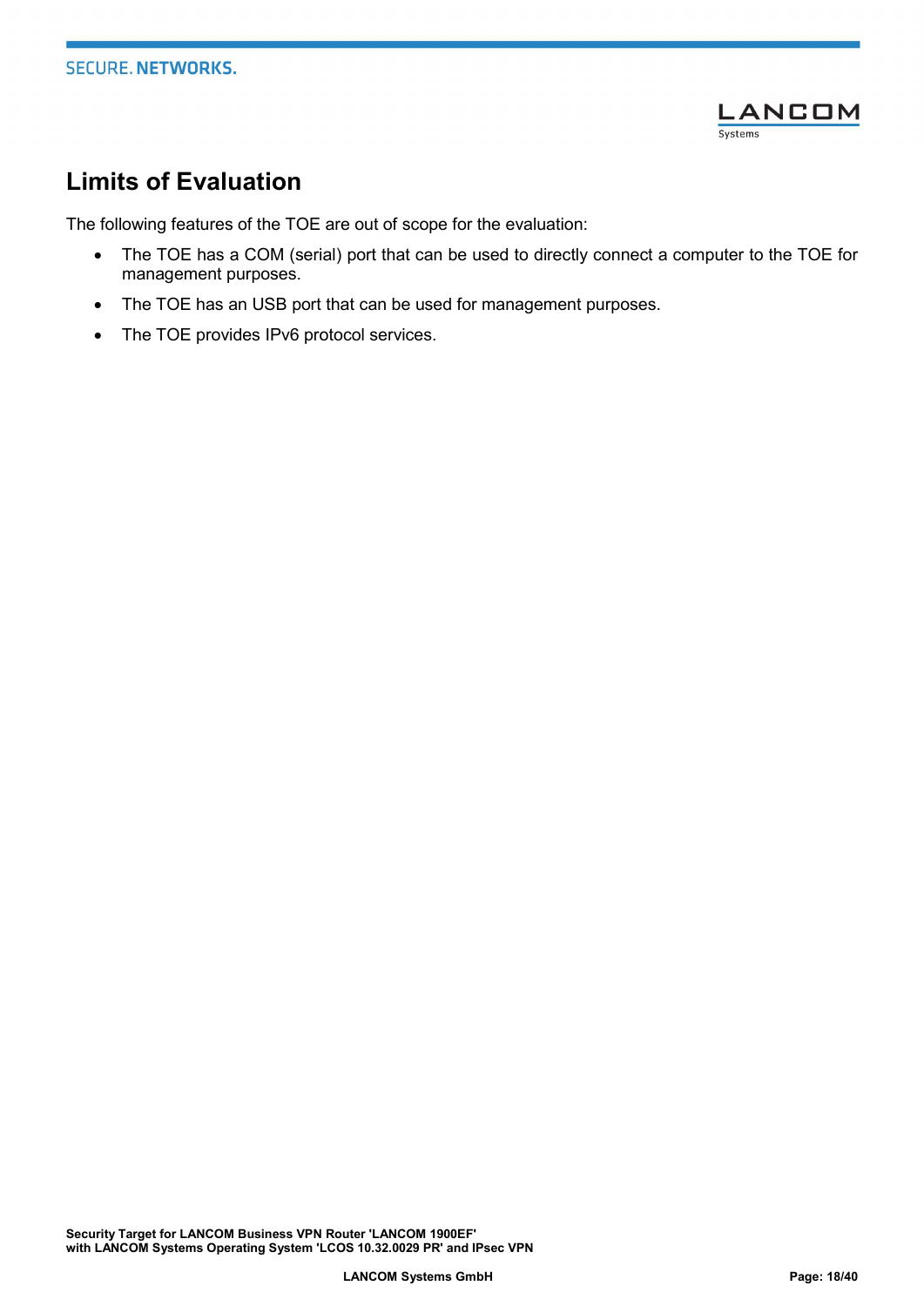## Limits of Evaluation

The following features of the TOE are out of scope for the evaluation:

- The TOE has a COM (serial) port that can be used to directly connect a computer to the TOE for management purposes.
- The TOE has an USB port that can be used for management purposes.
- The TOE provides IPv6 protocol services.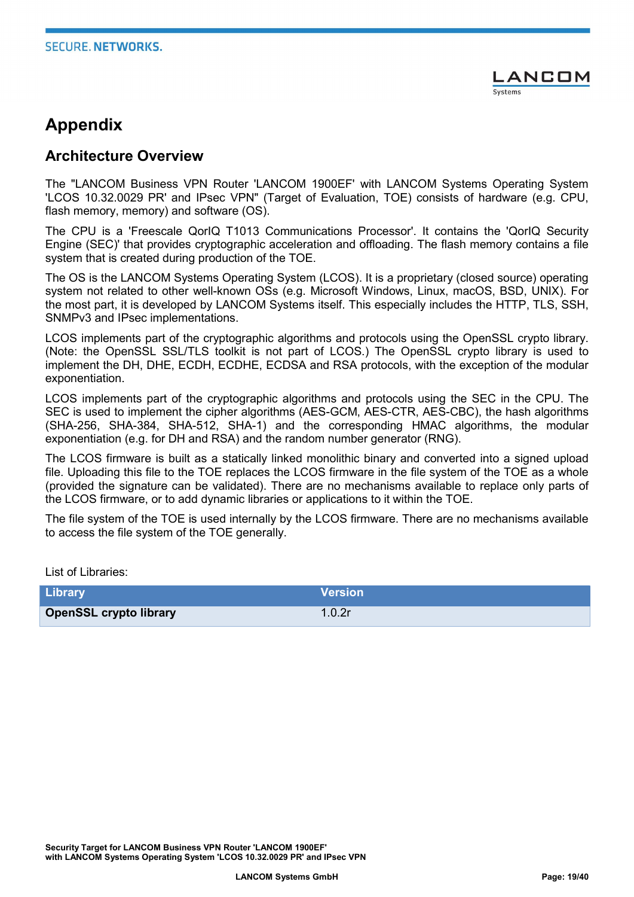# Appendix

## Architecture Overview

The "LANCOM Business VPN Router 'LANCOM 1900EF' with LANCOM Systems Operating System 'LCOS 10.32.0029 PR' and IPsec VPN" (Target of Evaluation, TOE) consists of hardware (e.g. CPU, flash memory, memory) and software (OS).

The CPU is a 'Freescale QorIQ T1013 Communications Processor'. It contains the 'QorIQ Security Engine (SEC)' that provides cryptographic acceleration and offloading. The flash memory contains a file system that is created during production of the TOE.

The OS is the LANCOM Systems Operating System (LCOS). It is a proprietary (closed source) operating system not related to other well-known OSs (e.g. Microsoft Windows, Linux, macOS, BSD, UNIX). For the most part, it is developed by LANCOM Systems itself. This especially includes the HTTP, TLS, SSH, SNMPv3 and IPsec implementations.

LCOS implements part of the cryptographic algorithms and protocols using the OpenSSL crypto library. (Note: the OpenSSL SSL/TLS toolkit is not part of LCOS.) The OpenSSL crypto library is used to implement the DH, DHE, ECDH, ECDHE, ECDSA and RSA protocols, with the exception of the modular exponentiation.

LCOS implements part of the cryptographic algorithms and protocols using the SEC in the CPU. The SEC is used to implement the cipher algorithms (AES-GCM, AES-CTR, AES-CBC), the hash algorithms (SHA-256, SHA-384, SHA-512, SHA-1) and the corresponding HMAC algorithms, the modular exponentiation (e.g. for DH and RSA) and the random number generator (RNG).

The LCOS firmware is built as a statically linked monolithic binary and converted into a signed upload file. Uploading this file to the TOE replaces the LCOS firmware in the file system of the TOE as a whole (provided the signature can be validated). There are no mechanisms available to replace only parts of the LCOS firmware, or to add dynamic libraries or applications to it within the TOE.

The file system of the TOE is used internally by the LCOS firmware. There are no mechanisms available to access the file system of the TOE generally.

List of Libraries:

| Library | Version |
|---|---|
| **OpenSSL crypto library** | 1.0.2r |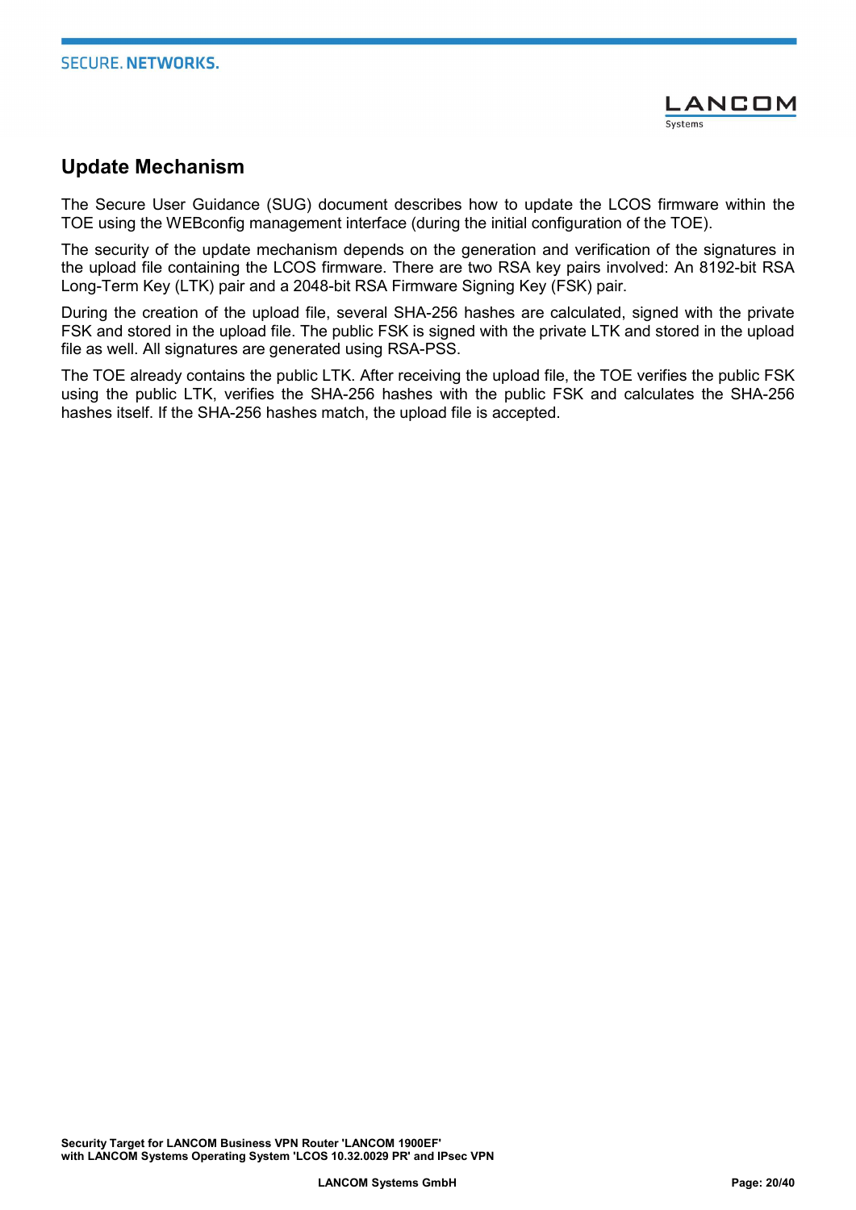## Update Mechanism

The Secure User Guidance (SUG) document describes how to update the LCOS firmware within the TOE using the WEBconfig management interface (during the initial configuration of the TOE).

The security of the update mechanism depends on the generation and verification of the signatures in the upload file containing the LCOS firmware. There are two RSA key pairs involved: An 8192-bit RSA Long-Term Key (LTK) pair and a 2048-bit RSA Firmware Signing Key (FSK) pair.

During the creation of the upload file, several SHA-256 hashes are calculated, signed with the private FSK and stored in the upload file. The public FSK is signed with the private LTK and stored in the upload file as well. All signatures are generated using RSA-PSS.

The TOE already contains the public LTK. After receiving the upload file, the TOE verifies the public FSK using the public LTK, verifies the SHA-256 hashes with the public FSK and calculates the SHA-256 hashes itself. If the SHA-256 hashes match, the upload file is accepted.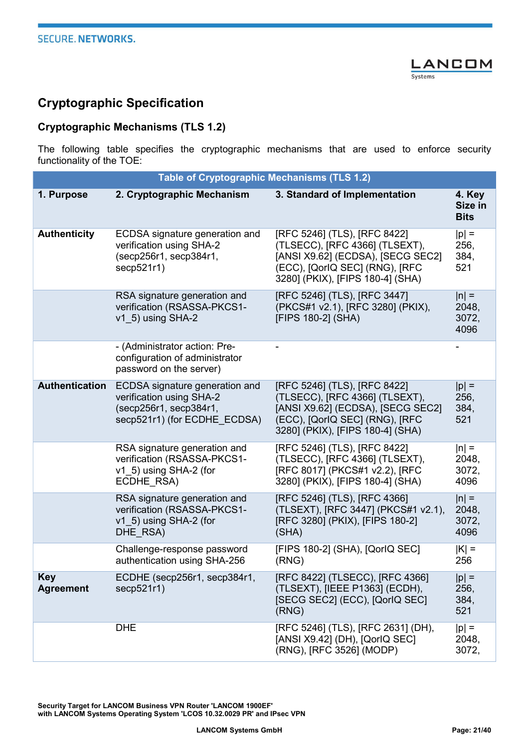## Cryptographic Specification

### Cryptographic Mechanisms (TLS 1.2)

The following table specifies the cryptographic mechanisms that are used to enforce security functionality of the TOE:

| Table of Cryptographic Mechanisms (TLS 1.2) | | | |
|---|---|---|---|
| **1. Purpose** | **2. Cryptographic Mechanism** | **3. Standard of Implementation** | **4. Key Size in Bits** |
| **Authenticity** | ECDSA signature generation and verification using SHA-2 (secp256r1, secp384r1, secp521r1) | [RFC 5246] (TLS), [RFC 8422] (TLSECC), [RFC 4366] (TLSEXT), [ANSI X9.62] (ECDSA), [SECG SEC2] (ECC), [QorIQ SEC] (RNG), [RFC 3280] (PKIX), [FIPS 180-4] (SHA) | \|p\| = 256, 384, 521 |
| | RSA signature generation and verification (RSASSA-PKCS1-v1_5) using SHA-2 | [RFC 5246] (TLS), [RFC 3447] (PKCS#1 v2.1), [RFC 3280] (PKIX), [FIPS 180-2] (SHA) | \|n\| = 2048, 3072, 4096 |
| | - (Administrator action: Pre-configuration of administrator password on the server) | - | - |
| **Authentication** | ECDSA signature generation and verification using SHA-2 (secp256r1, secp384r1, secp521r1) (for ECDHE_ECDSA) | [RFC 5246] (TLS), [RFC 8422] (TLSECC), [RFC 4366] (TLSEXT), [ANSI X9.62] (ECDSA), [SECG SEC2] (ECC), [QorIQ SEC] (RNG), [RFC 3280] (PKIX), [FIPS 180-4] (SHA) | \|p\| = 256, 384, 521 |
| | RSA signature generation and verification (RSASSA-PKCS1-v1_5) using SHA-2 (for ECDHE_RSA) | [RFC 5246] (TLS), [RFC 8422] (TLSECC), [RFC 4366] (TLSEXT), [RFC 8017] (PKCS#1 v2.2), [RFC 3280] (PKIX), [FIPS 180-4] (SHA) | \|n\| = 2048, 3072, 4096 |
| | RSA signature generation and verification (RSASSA-PKCS1-v1_5) using SHA-2 (for DHE_RSA) | [RFC 5246] (TLS), [RFC 4366] (TLSEXT), [RFC 3447] (PKCS#1 v2.1), [RFC 3280] (PKIX), [FIPS 180-2] (SHA) | \|n\| = 2048, 3072, 4096 |
| | Challenge-response password authentication using SHA-256 | [FIPS 180-2] (SHA), [QorIQ SEC] (RNG) | \|K\| = 256 |
| **Key Agreement** | ECDHE (secp256r1, secp384r1, secp521r1) | [RFC 8422] (TLSECC), [RFC 4366] (TLSEXT), [IEEE P1363] (ECDH), [SECG SEC2] (ECC), [QorIQ SEC] (RNG) | \|p\| = 256, 384, 521 |
| | DHE | [RFC 5246] (TLS), [RFC 2631] (DH), [ANSI X9.42] (DH), [QorIQ SEC] (RNG), [RFC 3526] (MODP) | \|p\| = 2048, 3072, |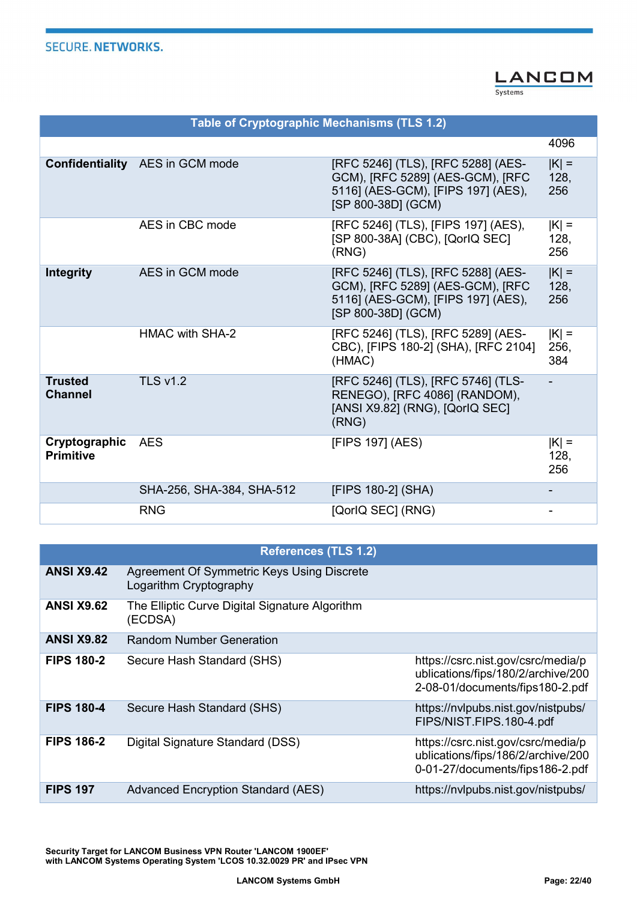| Table of Cryptographic Mechanisms (TLS 1.2) | | | |
|---|---|---|---|
| | | | 4096 |
| **Confidentiality** | AES in GCM mode | [RFC 5246] (TLS), [RFC 5288] (AES-GCM), [RFC 5289] (AES-GCM), [RFC 5116] (AES-GCM), [FIPS 197] (AES), [SP 800-38D] (GCM) | \|K\| = 128, 256 |
| | AES in CBC mode | [RFC 5246] (TLS), [FIPS 197] (AES), [SP 800-38A] (CBC), [QorIQ SEC] (RNG) | \|K\| = 128, 256 |
| **Integrity** | AES in GCM mode | [RFC 5246] (TLS), [RFC 5288] (AES-GCM), [RFC 5289] (AES-GCM), [RFC 5116] (AES-GCM), [FIPS 197] (AES), [SP 800-38D] (GCM) | \|K\| = 128, 256 |
| | HMAC with SHA-2 | [RFC 5246] (TLS), [RFC 5289] (AES-CBC), [FIPS 180-2] (SHA), [RFC 2104] (HMAC) | \|K\| = 256, 384 |
| **Trusted Channel** | TLS v1.2 | [RFC 5246] (TLS), [RFC 5746] (TLS-RENEGO), [RFC 4086] (RANDOM), [ANSI X9.82] (RNG), [QorIQ SEC] (RNG) | - |
| **Cryptographic Primitive** | AES | [FIPS 197] (AES) | \|K\| = 128, 256 |
| | SHA-256, SHA-384, SHA-512 | [FIPS 180-2] (SHA) | - |
| | RNG | [QorIQ SEC] (RNG) | - |

| References (TLS 1.2) | | |
|---|---|---|
| **ANSI X9.42** | Agreement Of Symmetric Keys Using Discrete Logarithm Cryptography | |
| **ANSI X9.62** | The Elliptic Curve Digital Signature Algorithm (ECDSA) | |
| **ANSI X9.82** | Random Number Generation | |
| **FIPS 180-2** | Secure Hash Standard (SHS) | https://csrc.nist.gov/csrc/media/publications/fips/180/2/archive/2002-08-01/documents/fips180-2.pdf |
| **FIPS 180-4** | Secure Hash Standard (SHS) | https://nvlpubs.nist.gov/nistpubs/FIPS/NIST.FIPS.180-4.pdf |
| **FIPS 186-2** | Digital Signature Standard (DSS) | https://csrc.nist.gov/csrc/media/publications/fips/186/2/archive/2000-01-27/documents/fips186-2.pdf |
| **FIPS 197** | Advanced Encryption Standard (AES) | https://nvlpubs.nist.gov/nistpubs/ |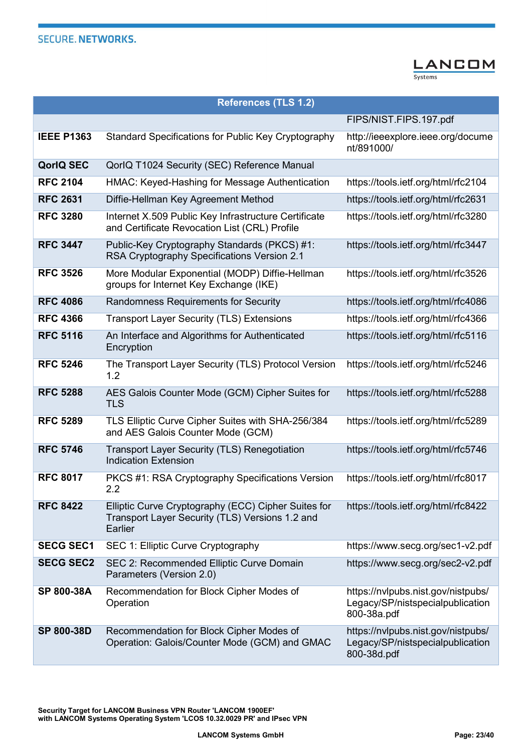| References (TLS 1.2) | | |
|---|---|---|
| | | FIPS/NIST.FIPS.197.pdf |
| **IEEE P1363** | Standard Specifications for Public Key Cryptography | http://ieeexplore.ieee.org/document/891000/ |
| **QorIQ SEC** | QorIQ T1024 Security (SEC) Reference Manual | |
| **RFC 2104** | HMAC: Keyed-Hashing for Message Authentication | https://tools.ietf.org/html/rfc2104 |
| **RFC 2631** | Diffie-Hellman Key Agreement Method | https://tools.ietf.org/html/rfc2631 |
| **RFC 3280** | Internet X.509 Public Key Infrastructure Certificate and Certificate Revocation List (CRL) Profile | https://tools.ietf.org/html/rfc3280 |
| **RFC 3447** | Public-Key Cryptography Standards (PKCS) #1: RSA Cryptography Specifications Version 2.1 | https://tools.ietf.org/html/rfc3447 |
| **RFC 3526** | More Modular Exponential (MODP) Diffie-Hellman groups for Internet Key Exchange (IKE) | https://tools.ietf.org/html/rfc3526 |
| **RFC 4086** | Randomness Requirements for Security | https://tools.ietf.org/html/rfc4086 |
| **RFC 4366** | Transport Layer Security (TLS) Extensions | https://tools.ietf.org/html/rfc4366 |
| **RFC 5116** | An Interface and Algorithms for Authenticated Encryption | https://tools.ietf.org/html/rfc5116 |
| **RFC 5246** | The Transport Layer Security (TLS) Protocol Version 1.2 | https://tools.ietf.org/html/rfc5246 |
| **RFC 5288** | AES Galois Counter Mode (GCM) Cipher Suites for TLS | https://tools.ietf.org/html/rfc5288 |
| **RFC 5289** | TLS Elliptic Curve Cipher Suites with SHA-256/384 and AES Galois Counter Mode (GCM) | https://tools.ietf.org/html/rfc5289 |
| **RFC 5746** | Transport Layer Security (TLS) Renegotiation Indication Extension | https://tools.ietf.org/html/rfc5746 |
| **RFC 8017** | PKCS #1: RSA Cryptography Specifications Version 2.2 | https://tools.ietf.org/html/rfc8017 |
| **RFC 8422** | Elliptic Curve Cryptography (ECC) Cipher Suites for Transport Layer Security (TLS) Versions 1.2 and Earlier | https://tools.ietf.org/html/rfc8422 |
| **SECG SEC1** | SEC 1: Elliptic Curve Cryptography | https://www.secg.org/sec1-v2.pdf |
| **SECG SEC2** | SEC 2: Recommended Elliptic Curve Domain Parameters (Version 2.0) | https://www.secg.org/sec2-v2.pdf |
| **SP 800-38A** | Recommendation for Block Cipher Modes of Operation | https://nvlpubs.nist.gov/nistpubs/Legacy/SP/nistspecialpublication800-38a.pdf |
| **SP 800-38D** | Recommendation for Block Cipher Modes of Operation: Galois/Counter Mode (GCM) and GMAC | https://nvlpubs.nist.gov/nistpubs/Legacy/SP/nistspecialpublication800-38d.pdf |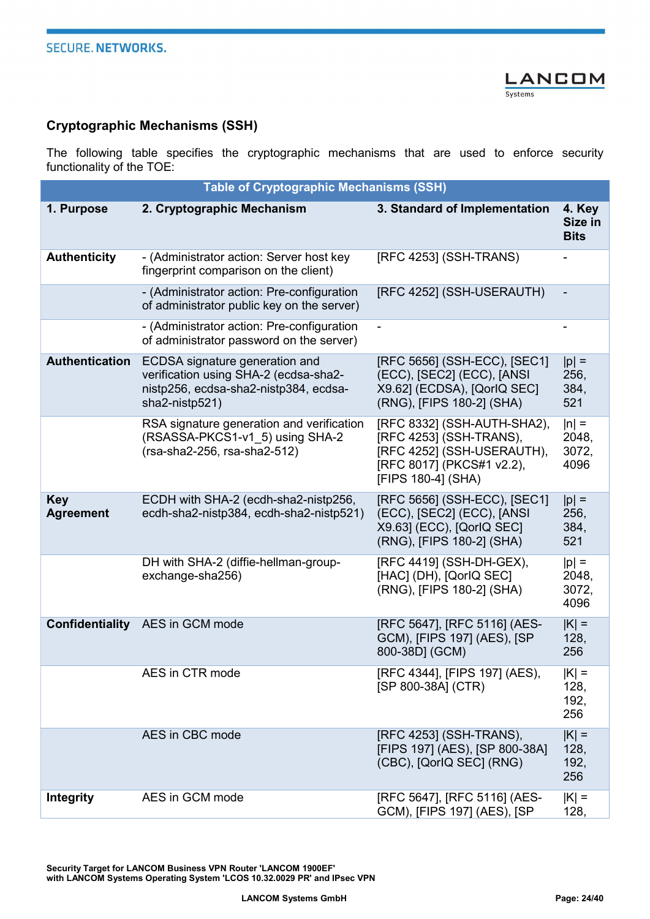### Cryptographic Mechanisms (SSH)

The following table specifies the cryptographic mechanisms that are used to enforce security functionality of the TOE:

| Table of Cryptographic Mechanisms (SSH) | | | |
|---|---|---|---|
| **1. Purpose** | **2. Cryptographic Mechanism** | **3. Standard of Implementation** | **4. Key Size in Bits** |
| **Authenticity** | - (Administrator action: Server host key fingerprint comparison on the client) | [RFC 4253] (SSH-TRANS) | - |
| | - (Administrator action: Pre-configuration of administrator public key on the server) | [RFC 4252] (SSH-USERAUTH) | - |
| | - (Administrator action: Pre-configuration of administrator password on the server) | - | - |
| **Authentication** | ECDSA signature generation and verification using SHA-2 (ecdsa-sha2-nistp256, ecdsa-sha2-nistp384, ecdsa-sha2-nistp521) | [RFC 5656] (SSH-ECC), [SEC1] (ECC), [SEC2] (ECC), [ANSI X9.62] (ECDSA), [QorIQ SEC] (RNG), [FIPS 180-2] (SHA) | \|p\| = 256, 384, 521 |
| | RSA signature generation and verification (RSASSA-PKCS1-v1_5) using SHA-2 (rsa-sha2-256, rsa-sha2-512) | [RFC 8332] (SSH-AUTH-SHA2), [RFC 4253] (SSH-TRANS), [RFC 4252] (SSH-USERAUTH), [RFC 8017] (PKCS#1 v2.2), [FIPS 180-4] (SHA) | \|n\| = 2048, 3072, 4096 |
| **Key Agreement** | ECDH with SHA-2 (ecdh-sha2-nistp256, ecdh-sha2-nistp384, ecdh-sha2-nistp521) | [RFC 5656] (SSH-ECC), [SEC1] (ECC), [SEC2] (ECC), [ANSI X9.63] (ECC), [QorIQ SEC] (RNG), [FIPS 180-2] (SHA) | \|p\| = 256, 384, 521 |
| | DH with SHA-2 (diffie-hellman-group-exchange-sha256) | [RFC 4419] (SSH-DH-GEX), [HAC] (DH), [QorIQ SEC] (RNG), [FIPS 180-2] (SHA) | \|p\| = 2048, 3072, 4096 |
| **Confidentiality** | AES in GCM mode | [RFC 5647], [RFC 5116] (AES-GCM), [FIPS 197] (AES), [SP 800-38D] (GCM) | \|K\| = 128, 256 |
| | AES in CTR mode | [RFC 4344], [FIPS 197] (AES), [SP 800-38A] (CTR) | \|K\| = 128, 192, 256 |
| | AES in CBC mode | [RFC 4253] (SSH-TRANS), [FIPS 197] (AES), [SP 800-38A] (CBC), [QorIQ SEC] (RNG) | \|K\| = 128, 192, 256 |
| **Integrity** | AES in GCM mode | [RFC 5647], [RFC 5116] (AES-GCM), [FIPS 197] (AES), [SP | \|K\| = 128, |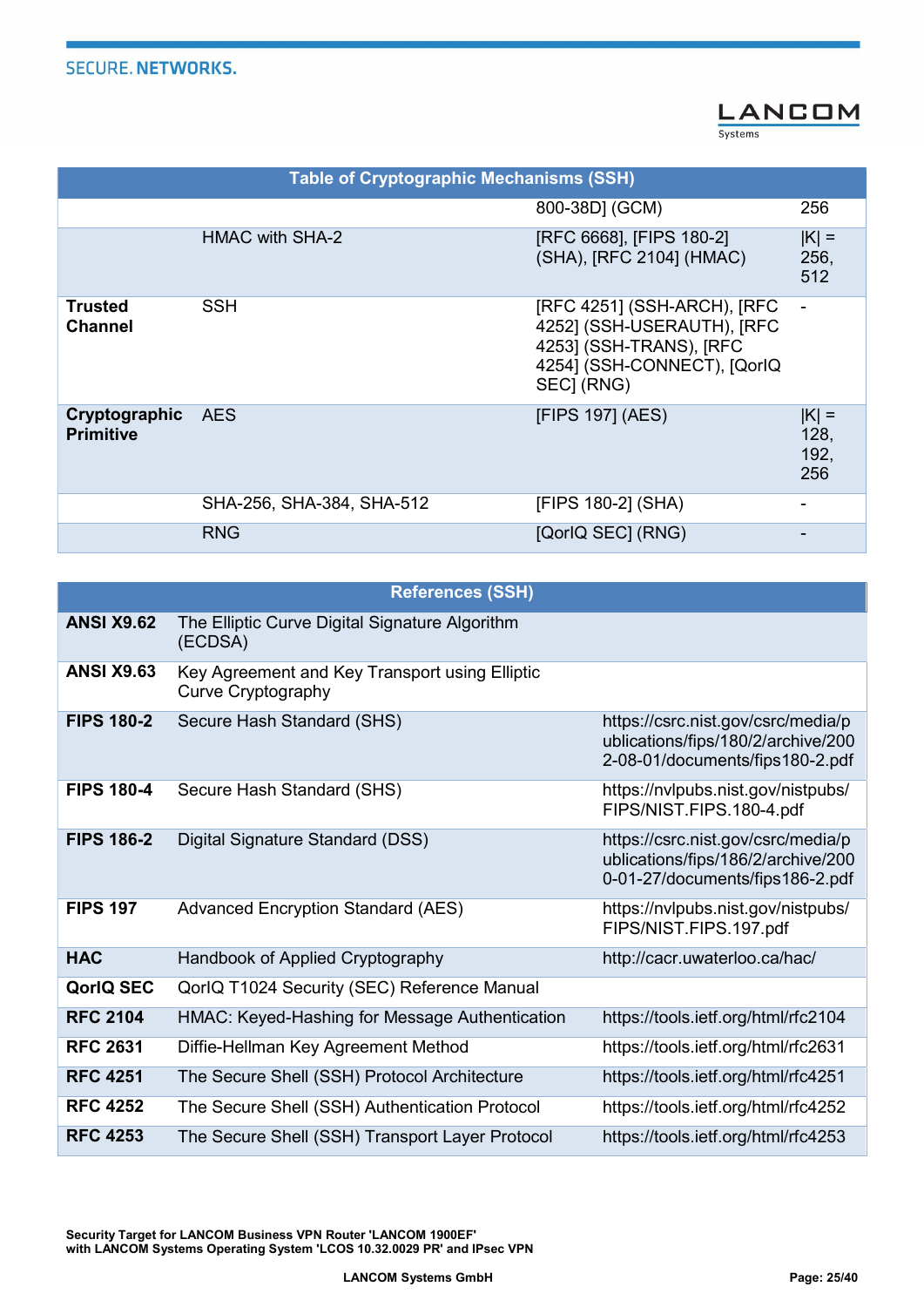| Table of Cryptographic Mechanisms (SSH) | | | |
|---|---|---|---|
| | | 800-38D] (GCM) | 256 |
| | HMAC with SHA-2 | [RFC 6668], [FIPS 180-2] (SHA), [RFC 2104] (HMAC) | \|K\| = 256, 512 |
| **Trusted Channel** | SSH | [RFC 4251] (SSH-ARCH), [RFC 4252] (SSH-USERAUTH), [RFC 4253] (SSH-TRANS), [RFC 4254] (SSH-CONNECT), [QorIQ SEC] (RNG) | - |
| **Cryptographic Primitive** | AES | [FIPS 197] (AES) | \|K\| = 128, 192, 256 |
| | SHA-256, SHA-384, SHA-512 | [FIPS 180-2] (SHA) | - |
| | RNG | [QorIQ SEC] (RNG) | - |

| References (SSH) | | |
|---|---|---|
| **ANSI X9.62** | The Elliptic Curve Digital Signature Algorithm (ECDSA) | |
| **ANSI X9.63** | Key Agreement and Key Transport using Elliptic Curve Cryptography | |
| **FIPS 180-2** | Secure Hash Standard (SHS) | https://csrc.nist.gov/csrc/media/publications/fips/180/2/archive/2002-08-01/documents/fips180-2.pdf |
| **FIPS 180-4** | Secure Hash Standard (SHS) | https://nvlpubs.nist.gov/nistpubs/FIPS/NIST.FIPS.180-4.pdf |
| **FIPS 186-2** | Digital Signature Standard (DSS) | https://csrc.nist.gov/csrc/media/publications/fips/186/2/archive/2000-01-27/documents/fips186-2.pdf |
| **FIPS 197** | Advanced Encryption Standard (AES) | https://nvlpubs.nist.gov/nistpubs/FIPS/NIST.FIPS.197.pdf |
| **HAC** | Handbook of Applied Cryptography | http://cacr.uwaterloo.ca/hac/ |
| **QorIQ SEC** | QorIQ T1024 Security (SEC) Reference Manual | |
| **RFC 2104** | HMAC: Keyed-Hashing for Message Authentication | https://tools.ietf.org/html/rfc2104 |
| **RFC 2631** | Diffie-Hellman Key Agreement Method | https://tools.ietf.org/html/rfc2631 |
| **RFC 4251** | The Secure Shell (SSH) Protocol Architecture | https://tools.ietf.org/html/rfc4251 |
| **RFC 4252** | The Secure Shell (SSH) Authentication Protocol | https://tools.ietf.org/html/rfc4252 |
| **RFC 4253** | The Secure Shell (SSH) Transport Layer Protocol | https://tools.ietf.org/html/rfc4253 |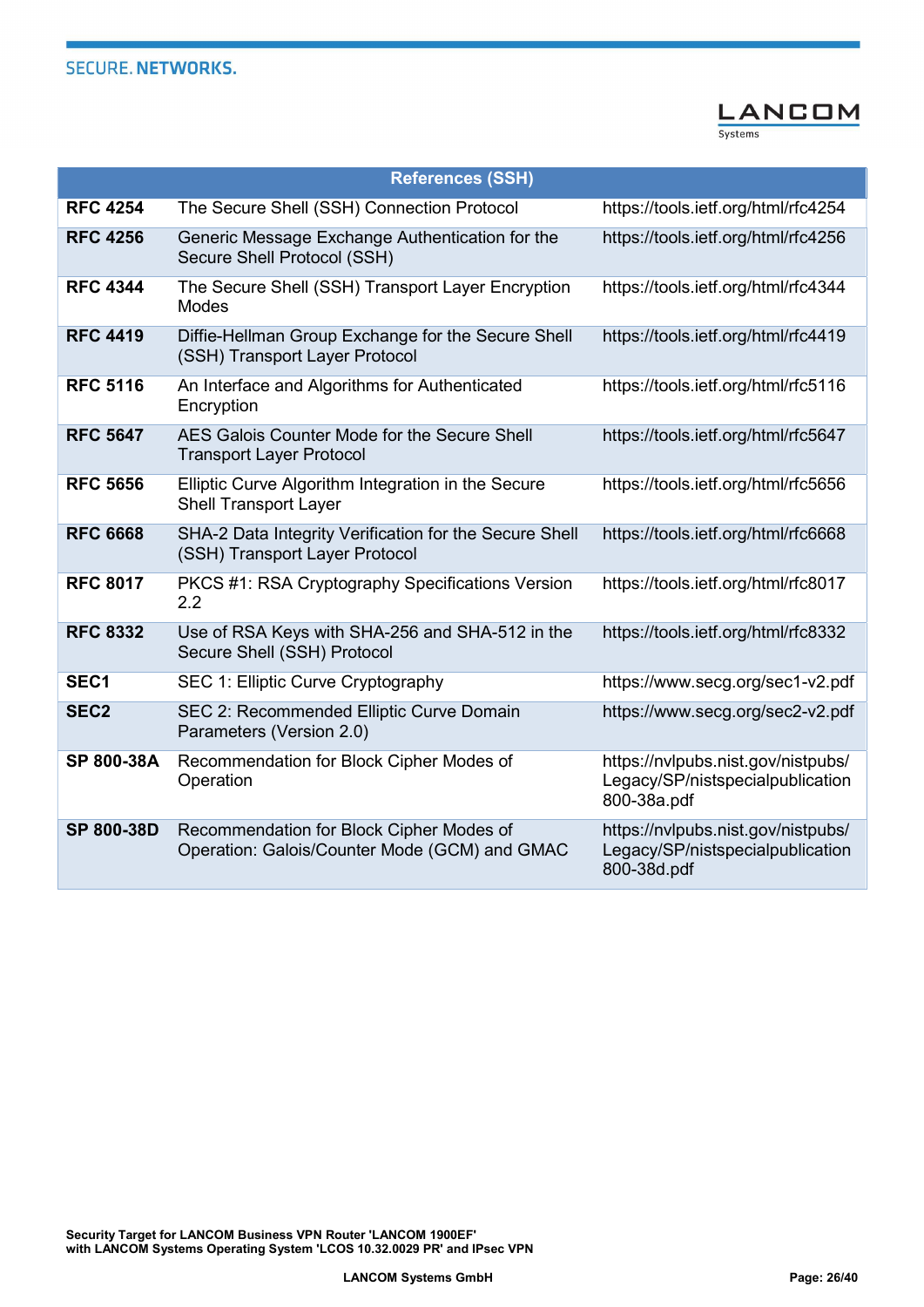| References (SSH) | | |
|---|---|---|
| **RFC 4254** | The Secure Shell (SSH) Connection Protocol | https://tools.ietf.org/html/rfc4254 |
| **RFC 4256** | Generic Message Exchange Authentication for the Secure Shell Protocol (SSH) | https://tools.ietf.org/html/rfc4256 |
| **RFC 4344** | The Secure Shell (SSH) Transport Layer Encryption Modes | https://tools.ietf.org/html/rfc4344 |
| **RFC 4419** | Diffie-Hellman Group Exchange for the Secure Shell (SSH) Transport Layer Protocol | https://tools.ietf.org/html/rfc4419 |
| **RFC 5116** | An Interface and Algorithms for Authenticated Encryption | https://tools.ietf.org/html/rfc5116 |
| **RFC 5647** | AES Galois Counter Mode for the Secure Shell Transport Layer Protocol | https://tools.ietf.org/html/rfc5647 |
| **RFC 5656** | Elliptic Curve Algorithm Integration in the Secure Shell Transport Layer | https://tools.ietf.org/html/rfc5656 |
| **RFC 6668** | SHA-2 Data Integrity Verification for the Secure Shell (SSH) Transport Layer Protocol | https://tools.ietf.org/html/rfc6668 |
| **RFC 8017** | PKCS #1: RSA Cryptography Specifications Version 2.2 | https://tools.ietf.org/html/rfc8017 |
| **RFC 8332** | Use of RSA Keys with SHA-256 and SHA-512 in the Secure Shell (SSH) Protocol | https://tools.ietf.org/html/rfc8332 |
| **SEC1** | SEC 1: Elliptic Curve Cryptography | https://www.secg.org/sec1-v2.pdf |
| **SEC2** | SEC 2: Recommended Elliptic Curve Domain Parameters (Version 2.0) | https://www.secg.org/sec2-v2.pdf |
| **SP 800-38A** | Recommendation for Block Cipher Modes of Operation | https://nvlpubs.nist.gov/nistpubs/Legacy/SP/nistspecialpublication800-38a.pdf |
| **SP 800-38D** | Recommendation for Block Cipher Modes of Operation: Galois/Counter Mode (GCM) and GMAC | https://nvlpubs.nist.gov/nistpubs/Legacy/SP/nistspecialpublication800-38d.pdf |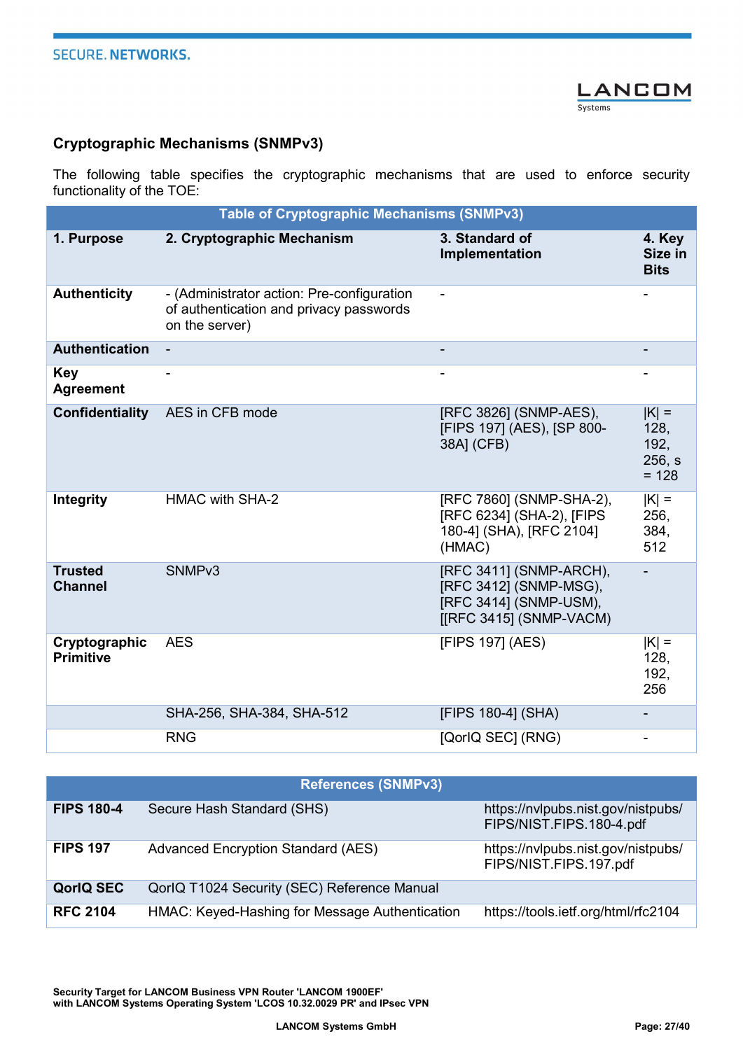### Cryptographic Mechanisms (SNMPv3)

The following table specifies the cryptographic mechanisms that are used to enforce security functionality of the TOE:

**Table of Cryptographic Mechanisms (SNMPv3)**

| 1. Purpose | 2. Cryptographic Mechanism | 3. Standard of Implementation | 4. Key Size in Bits |
|---|---|---|---|
| **Authenticity** | - (Administrator action: Pre-configuration of authentication and privacy passwords on the server) | - | - |
| **Authentication** | - | - | - |
| **Key Agreement** | - | - | - |
| **Confidentiality** | AES in CFB mode | [RFC 3826] (SNMP-AES), [FIPS 197] (AES), [SP 800-38A] (CFB) | \|K\| = 128, 192, 256, s = 128 |
| **Integrity** | HMAC with SHA-2 | [RFC 7860] (SNMP-SHA-2), [RFC 6234] (SHA-2), [FIPS 180-4] (SHA), [RFC 2104] (HMAC) | \|K\| = 256, 384, 512 |
| **Trusted Channel** | SNMPv3 | [RFC 3411] (SNMP-ARCH), [RFC 3412] (SNMP-MSG), [RFC 3414] (SNMP-USM), [[RFC 3415] (SNMP-VACM) | - |
| **Cryptographic Primitive** | AES | [FIPS 197] (AES) | \|K\| = 128, 192, 256 |
| | SHA-256, SHA-384, SHA-512 | [FIPS 180-4] (SHA) | - |
| | RNG | [QorIQ SEC] (RNG) | - |

**References (SNMPv3)**

| | | |
|---|---|---|
| **FIPS 180-4** | Secure Hash Standard (SHS) | https://nvlpubs.nist.gov/nistpubs/FIPS/NIST.FIPS.180-4.pdf |
| **FIPS 197** | Advanced Encryption Standard (AES) | https://nvlpubs.nist.gov/nistpubs/FIPS/NIST.FIPS.197.pdf |
| **QorIQ SEC** | QorIQ T1024 Security (SEC) Reference Manual | |
| **RFC 2104** | HMAC: Keyed-Hashing for Message Authentication | https://tools.ietf.org/html/rfc2104 |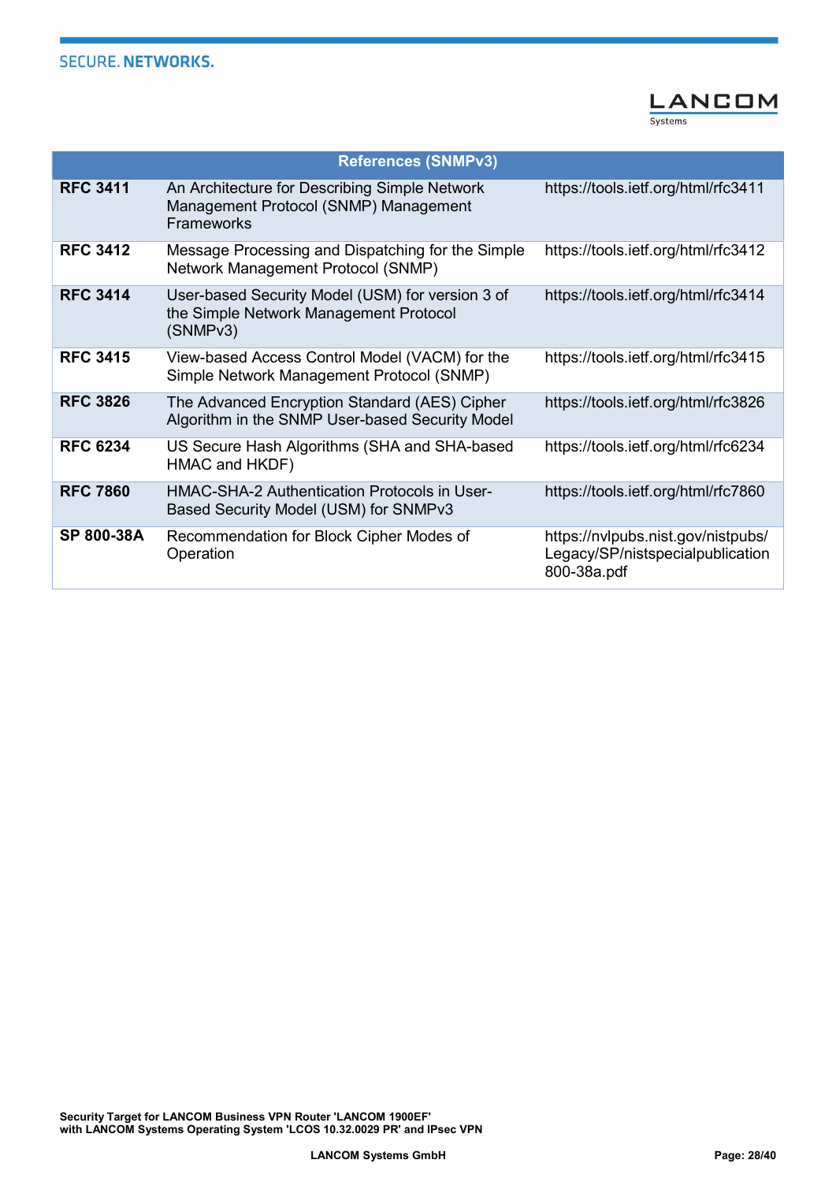| References (SNMPv3) | | |
|---|---|---|
| **RFC 3411** | An Architecture for Describing Simple Network Management Protocol (SNMP) Management Frameworks | https://tools.ietf.org/html/rfc3411 |
| **RFC 3412** | Message Processing and Dispatching for the Simple Network Management Protocol (SNMP) | https://tools.ietf.org/html/rfc3412 |
| **RFC 3414** | User-based Security Model (USM) for version 3 of the Simple Network Management Protocol (SNMPv3) | https://tools.ietf.org/html/rfc3414 |
| **RFC 3415** | View-based Access Control Model (VACM) for the Simple Network Management Protocol (SNMP) | https://tools.ietf.org/html/rfc3415 |
| **RFC 3826** | The Advanced Encryption Standard (AES) Cipher Algorithm in the SNMP User-based Security Model | https://tools.ietf.org/html/rfc3826 |
| **RFC 6234** | US Secure Hash Algorithms (SHA and SHA-based HMAC and HKDF) | https://tools.ietf.org/html/rfc6234 |
| **RFC 7860** | HMAC-SHA-2 Authentication Protocols in User-Based Security Model (USM) for SNMPv3 | https://tools.ietf.org/html/rfc7860 |
| **SP 800-38A** | Recommendation for Block Cipher Modes of Operation | https://nvlpubs.nist.gov/nistpubs/Legacy/SP/nistspecialpublication800-38a.pdf |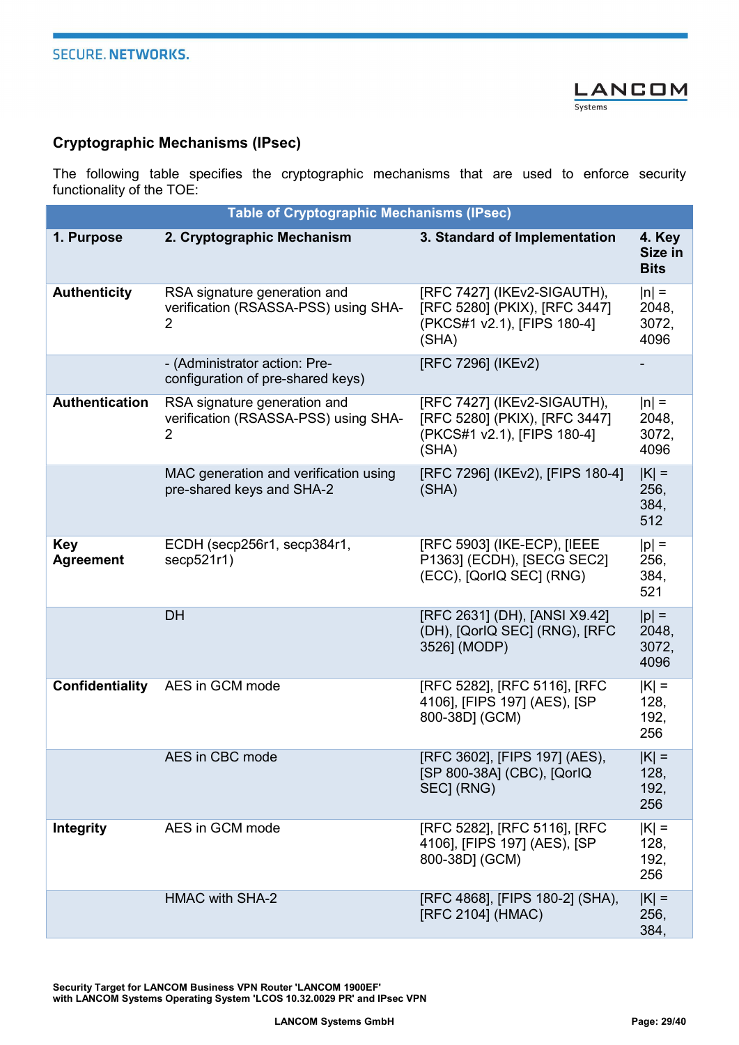### Cryptographic Mechanisms (IPsec)

The following table specifies the cryptographic mechanisms that are used to enforce security functionality of the TOE:

| Table of Cryptographic Mechanisms (IPsec) | | | |
|---|---|---|---|
| **1. Purpose** | **2. Cryptographic Mechanism** | **3. Standard of Implementation** | **4. Key Size in Bits** |
| **Authenticity** | RSA signature generation and verification (RSASSA-PSS) using SHA-2 | [RFC 7427] (IKEv2-SIGAUTH), [RFC 5280] (PKIX), [RFC 3447] (PKCS#1 v2.1), [FIPS 180-4] (SHA) | \|n\| = 2048, 3072, 4096 |
| | - (Administrator action: Pre-configuration of pre-shared keys) | [RFC 7296] (IKEv2) | - |
| **Authentication** | RSA signature generation and verification (RSASSA-PSS) using SHA-2 | [RFC 7427] (IKEv2-SIGAUTH), [RFC 5280] (PKIX), [RFC 3447] (PKCS#1 v2.1), [FIPS 180-4] (SHA) | \|n\| = 2048, 3072, 4096 |
| | MAC generation and verification using pre-shared keys and SHA-2 | [RFC 7296] (IKEv2), [FIPS 180-4] (SHA) | \|K\| = 256, 384, 512 |
| **Key Agreement** | ECDH (secp256r1, secp384r1, secp521r1) | [RFC 5903] (IKE-ECP), [IEEE P1363] (ECDH), [SECG SEC2] (ECC), [QorIQ SEC] (RNG) | \|p\| = 256, 384, 521 |
| | DH | [RFC 2631] (DH), [ANSI X9.42] (DH), [QorIQ SEC] (RNG), [RFC 3526] (MODP) | \|p\| = 2048, 3072, 4096 |
| **Confidentiality** | AES in GCM mode | [RFC 5282], [RFC 5116], [RFC 4106], [FIPS 197] (AES), [SP 800-38D] (GCM) | \|K\| = 128, 192, 256 |
| | AES in CBC mode | [RFC 3602], [FIPS 197] (AES), [SP 800-38A] (CBC), [QorIQ SEC] (RNG) | \|K\| = 128, 192, 256 |
| **Integrity** | AES in GCM mode | [RFC 5282], [RFC 5116], [RFC 4106], [FIPS 197] (AES), [SP 800-38D] (GCM) | \|K\| = 128, 192, 256 |
| | HMAC with SHA-2 | [RFC 4868], [FIPS 180-2] (SHA), [RFC 2104] (HMAC) | \|K\| = 256, 384, |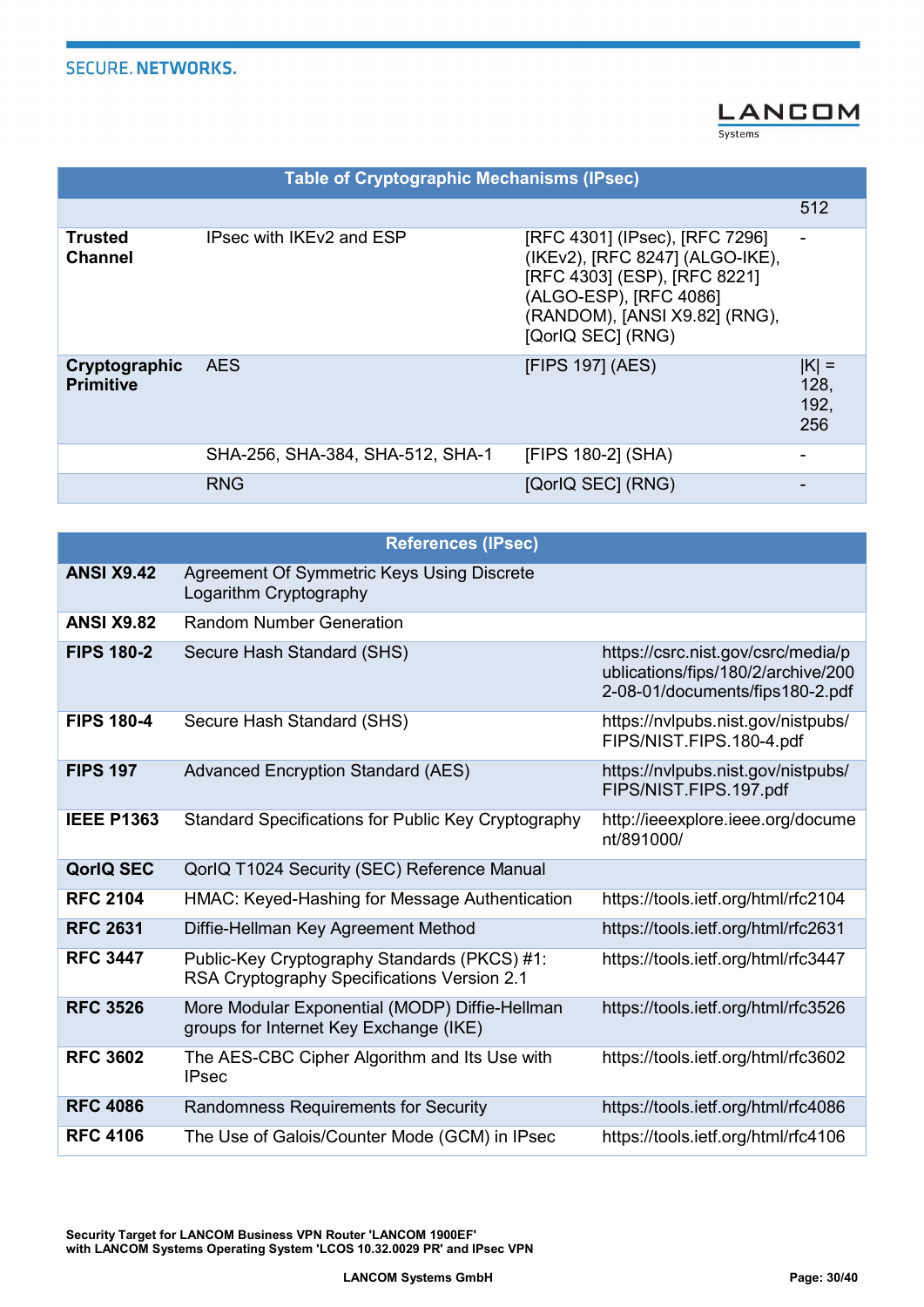| Table of Cryptographic Mechanisms (IPsec) | | | |
|---|---|---|---|
| | | | 512 |
| **Trusted Channel** | IPsec with IKEv2 and ESP | [RFC 4301] (IPsec), [RFC 7296] (IKEv2), [RFC 8247] (ALGO-IKE), [RFC 4303] (ESP), [RFC 8221] (ALGO-ESP), [RFC 4086] (RANDOM), [ANSI X9.82] (RNG), [QorIQ SEC] (RNG) | - |
| **Cryptographic Primitive** | AES | [FIPS 197] (AES) | \|K\| = 128, 192, 256 |
| | SHA-256, SHA-384, SHA-512, SHA-1 | [FIPS 180-2] (SHA) | - |
| | RNG | [QorIQ SEC] (RNG) | - |

| References (IPsec) | | |
|---|---|---|
| **ANSI X9.42** | Agreement Of Symmetric Keys Using Discrete Logarithm Cryptography | |
| **ANSI X9.82** | Random Number Generation | |
| **FIPS 180-2** | Secure Hash Standard (SHS) | https://csrc.nist.gov/csrc/media/publications/fips/180/2/archive/2002-08-01/documents/fips180-2.pdf |
| **FIPS 180-4** | Secure Hash Standard (SHS) | https://nvlpubs.nist.gov/nistpubs/FIPS/NIST.FIPS.180-4.pdf |
| **FIPS 197** | Advanced Encryption Standard (AES) | https://nvlpubs.nist.gov/nistpubs/FIPS/NIST.FIPS.197.pdf |
| **IEEE P1363** | Standard Specifications for Public Key Cryptography | http://ieeexplore.ieee.org/document/891000/ |
| **QorIQ SEC** | QorIQ T1024 Security (SEC) Reference Manual | |
| **RFC 2104** | HMAC: Keyed-Hashing for Message Authentication | https://tools.ietf.org/html/rfc2104 |
| **RFC 2631** | Diffie-Hellman Key Agreement Method | https://tools.ietf.org/html/rfc2631 |
| **RFC 3447** | Public-Key Cryptography Standards (PKCS) #1: RSA Cryptography Specifications Version 2.1 | https://tools.ietf.org/html/rfc3447 |
| **RFC 3526** | More Modular Exponential (MODP) Diffie-Hellman groups for Internet Key Exchange (IKE) | https://tools.ietf.org/html/rfc3526 |
| **RFC 3602** | The AES-CBC Cipher Algorithm and Its Use with IPsec | https://tools.ietf.org/html/rfc3602 |
| **RFC 4086** | Randomness Requirements for Security | https://tools.ietf.org/html/rfc4086 |
| **RFC 4106** | The Use of Galois/Counter Mode (GCM) in IPsec | https://tools.ietf.org/html/rfc4106 |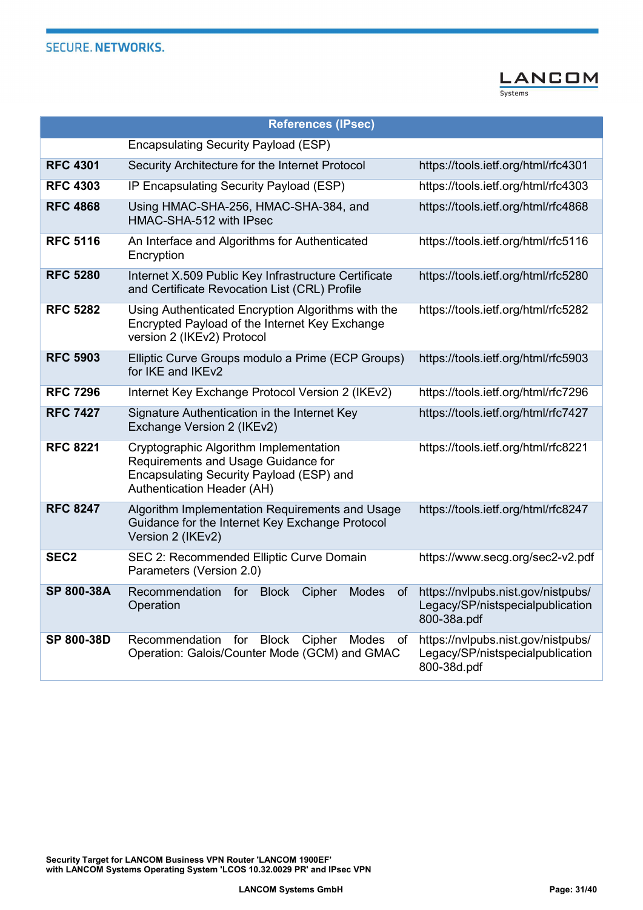| References (IPsec) | | |
|---|---|---|
| | Encapsulating Security Payload (ESP) | |
| **RFC 4301** | Security Architecture for the Internet Protocol | https://tools.ietf.org/html/rfc4301 |
| **RFC 4303** | IP Encapsulating Security Payload (ESP) | https://tools.ietf.org/html/rfc4303 |
| **RFC 4868** | Using HMAC-SHA-256, HMAC-SHA-384, and HMAC-SHA-512 with IPsec | https://tools.ietf.org/html/rfc4868 |
| **RFC 5116** | An Interface and Algorithms for Authenticated Encryption | https://tools.ietf.org/html/rfc5116 |
| **RFC 5280** | Internet X.509 Public Key Infrastructure Certificate and Certificate Revocation List (CRL) Profile | https://tools.ietf.org/html/rfc5280 |
| **RFC 5282** | Using Authenticated Encryption Algorithms with the Encrypted Payload of the Internet Key Exchange version 2 (IKEv2) Protocol | https://tools.ietf.org/html/rfc5282 |
| **RFC 5903** | Elliptic Curve Groups modulo a Prime (ECP Groups) for IKE and IKEv2 | https://tools.ietf.org/html/rfc5903 |
| **RFC 7296** | Internet Key Exchange Protocol Version 2 (IKEv2) | https://tools.ietf.org/html/rfc7296 |
| **RFC 7427** | Signature Authentication in the Internet Key Exchange Version 2 (IKEv2) | https://tools.ietf.org/html/rfc7427 |
| **RFC 8221** | Cryptographic Algorithm Implementation Requirements and Usage Guidance for Encapsulating Security Payload (ESP) and Authentication Header (AH) | https://tools.ietf.org/html/rfc8221 |
| **RFC 8247** | Algorithm Implementation Requirements and Usage Guidance for the Internet Key Exchange Protocol Version 2 (IKEv2) | https://tools.ietf.org/html/rfc8247 |
| **SEC2** | SEC 2: Recommended Elliptic Curve Domain Parameters (Version 2.0) | https://www.secg.org/sec2-v2.pdf |
| **SP 800-38A** | Recommendation for Block Cipher Modes of Operation | https://nvlpubs.nist.gov/nistpubs/Legacy/SP/nistspecialpublication800-38a.pdf |
| **SP 800-38D** | Recommendation for Block Cipher Modes of Operation: Galois/Counter Mode (GCM) and GMAC | https://nvlpubs.nist.gov/nistpubs/Legacy/SP/nistspecialpublication800-38d.pdf |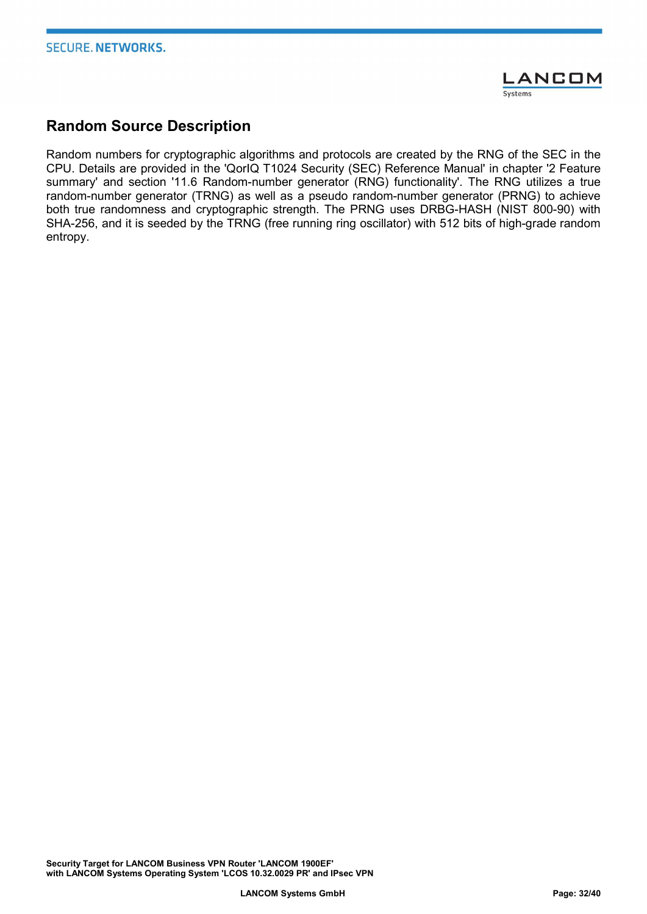## Random Source Description

Random numbers for cryptographic algorithms and protocols are created by the RNG of the SEC in the CPU. Details are provided in the 'QorIQ T1024 Security (SEC) Reference Manual' in chapter '2 Feature summary' and section '11.6 Random-number generator (RNG) functionality'. The RNG utilizes a true random-number generator (TRNG) as well as a pseudo random-number generator (PRNG) to achieve both true randomness and cryptographic strength. The PRNG uses DRBG-HASH (NIST 800-90) with SHA-256, and it is seeded by the TRNG (free running ring oscillator) with 512 bits of high-grade random entropy.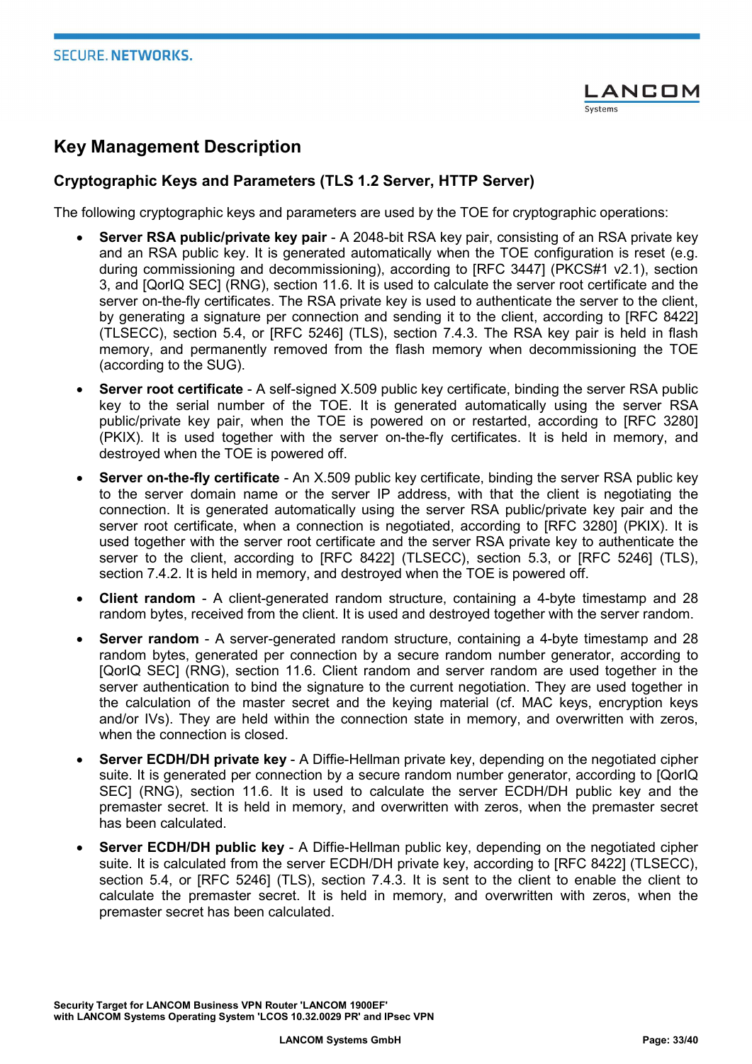## Key Management Description

### Cryptographic Keys and Parameters (TLS 1.2 Server, HTTP Server)

The following cryptographic keys and parameters are used by the TOE for cryptographic operations:

- **Server RSA public/private key pair** - A 2048-bit RSA key pair, consisting of an RSA private key and an RSA public key. It is generated automatically when the TOE configuration is reset (e.g. during commissioning and decommissioning), according to [RFC 3447] (PKCS#1 v2.1), section 3, and [QorIQ SEC] (RNG), section 11.6. It is used to calculate the server root certificate and the server on-the-fly certificates. The RSA private key is used to authenticate the server to the client, by generating a signature per connection and sending it to the client, according to [RFC 8422] (TLSECC), section 5.4, or [RFC 5246] (TLS), section 7.4.3. The RSA key pair is held in flash memory, and permanently removed from the flash memory when decommissioning the TOE (according to the SUG).

- **Server root certificate** - A self-signed X.509 public key certificate, binding the server RSA public key to the serial number of the TOE. It is generated automatically using the server RSA public/private key pair, when the TOE is powered on or restarted, according to [RFC 3280] (PKIX). It is used together with the server on-the-fly certificates. It is held in memory, and destroyed when the TOE is powered off.

- **Server on-the-fly certificate** - An X.509 public key certificate, binding the server RSA public key to the server domain name or the server IP address, with that the client is negotiating the connection. It is generated automatically using the server RSA public/private key pair and the server root certificate, when a connection is negotiated, according to [RFC 3280] (PKIX). It is used together with the server root certificate and the server RSA private key to authenticate the server to the client, according to [RFC 8422] (TLSECC), section 5.3, or [RFC 5246] (TLS), section 7.4.2. It is held in memory, and destroyed when the TOE is powered off.

- **Client random** - A client-generated random structure, containing a 4-byte timestamp and 28 random bytes, received from the client. It is used and destroyed together with the server random.

- **Server random** - A server-generated random structure, containing a 4-byte timestamp and 28 random bytes, generated per connection by a secure random number generator, according to [QorIQ SEC] (RNG), section 11.6. Client random and server random are used together in the server authentication to bind the signature to the current negotiation. They are used together in the calculation of the master secret and the keying material (cf. MAC keys, encryption keys and/or IVs). They are held within the connection state in memory, and overwritten with zeros, when the connection is closed.

- **Server ECDH/DH private key** - A Diffie-Hellman private key, depending on the negotiated cipher suite. It is generated per connection by a secure random number generator, according to [QorIQ SEC] (RNG), section 11.6. It is used to calculate the server ECDH/DH public key and the premaster secret. It is held in memory, and overwritten with zeros, when the premaster secret has been calculated.

- **Server ECDH/DH public key** - A Diffie-Hellman public key, depending on the negotiated cipher suite. It is calculated from the server ECDH/DH private key, according to [RFC 8422] (TLSECC), section 5.4, or [RFC 5246] (TLS), section 7.4.3. It is sent to the client to enable the client to calculate the premaster secret. It is held in memory, and overwritten with zeros, when the premaster secret has been calculated.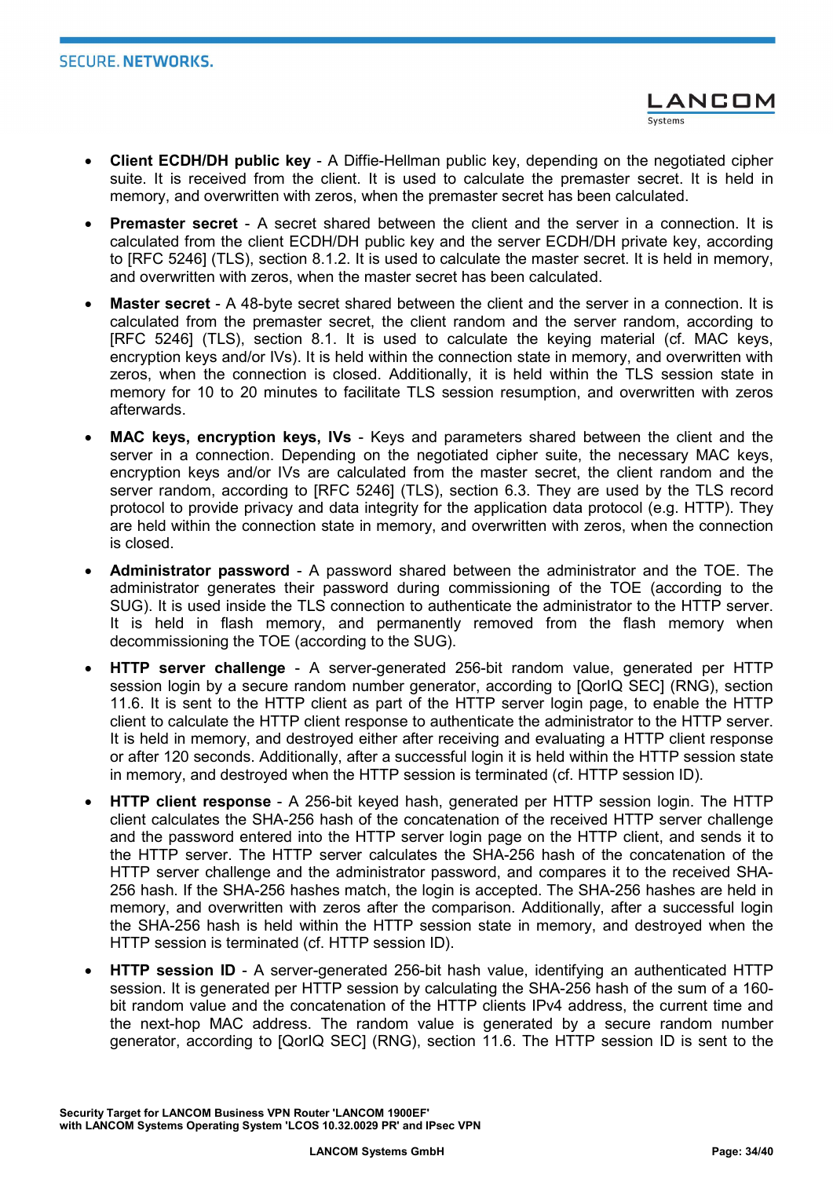- **Client ECDH/DH public key** - A Diffie-Hellman public key, depending on the negotiated cipher suite. It is received from the client. It is used to calculate the premaster secret. It is held in memory, and overwritten with zeros, when the premaster secret has been calculated.

- **Premaster secret** - A secret shared between the client and the server in a connection. It is calculated from the client ECDH/DH public key and the server ECDH/DH private key, according to [RFC 5246] (TLS), section 8.1.2. It is used to calculate the master secret. It is held in memory, and overwritten with zeros, when the master secret has been calculated.

- **Master secret** - A 48-byte secret shared between the client and the server in a connection. It is calculated from the premaster secret, the client random and the server random, according to [RFC 5246] (TLS), section 8.1. It is used to calculate the keying material (cf. MAC keys, encryption keys and/or IVs). It is held within the connection state in memory, and overwritten with zeros, when the connection is closed. Additionally, it is held within the TLS session state in memory for 10 to 20 minutes to facilitate TLS session resumption, and overwritten with zeros afterwards.

- **MAC keys, encryption keys, IVs** - Keys and parameters shared between the client and the server in a connection. Depending on the negotiated cipher suite, the necessary MAC keys, encryption keys and/or IVs are calculated from the master secret, the client random and the server random, according to [RFC 5246] (TLS), section 6.3. They are used by the TLS record protocol to provide privacy and data integrity for the application data protocol (e.g. HTTP). They are held within the connection state in memory, and overwritten with zeros, when the connection is closed.

- **Administrator password** - A password shared between the administrator and the TOE. The administrator generates their password during commissioning of the TOE (according to the SUG). It is used inside the TLS connection to authenticate the administrator to the HTTP server. It is held in flash memory, and permanently removed from the flash memory when decommissioning the TOE (according to the SUG).

- **HTTP server challenge** - A server-generated 256-bit random value, generated per HTTP session login by a secure random number generator, according to [QorIQ SEC] (RNG), section 11.6. It is sent to the HTTP client as part of the HTTP server login page, to enable the HTTP client to calculate the HTTP client response to authenticate the administrator to the HTTP server. It is held in memory, and destroyed either after receiving and evaluating a HTTP client response or after 120 seconds. Additionally, after a successful login it is held within the HTTP session state in memory, and destroyed when the HTTP session is terminated (cf. HTTP session ID).

- **HTTP client response** - A 256-bit keyed hash, generated per HTTP session login. The HTTP client calculates the SHA-256 hash of the concatenation of the received HTTP server challenge and the password entered into the HTTP server login page on the HTTP client, and sends it to the HTTP server. The HTTP server calculates the SHA-256 hash of the concatenation of the HTTP server challenge and the administrator password, and compares it to the received SHA-256 hash. If the SHA-256 hashes match, the login is accepted. The SHA-256 hashes are held in memory, and overwritten with zeros after the comparison. Additionally, after a successful login the SHA-256 hash is held within the HTTP session state in memory, and destroyed when the HTTP session is terminated (cf. HTTP session ID).

- **HTTP session ID** - A server-generated 256-bit hash value, identifying an authenticated HTTP session. It is generated per HTTP session by calculating the SHA-256 hash of the sum of a 160-bit random value and the concatenation of the HTTP clients IPv4 address, the current time and the next-hop MAC address. The random value is generated by a secure random number generator, according to [QorIQ SEC] (RNG), section 11.6. The HTTP session ID is sent to the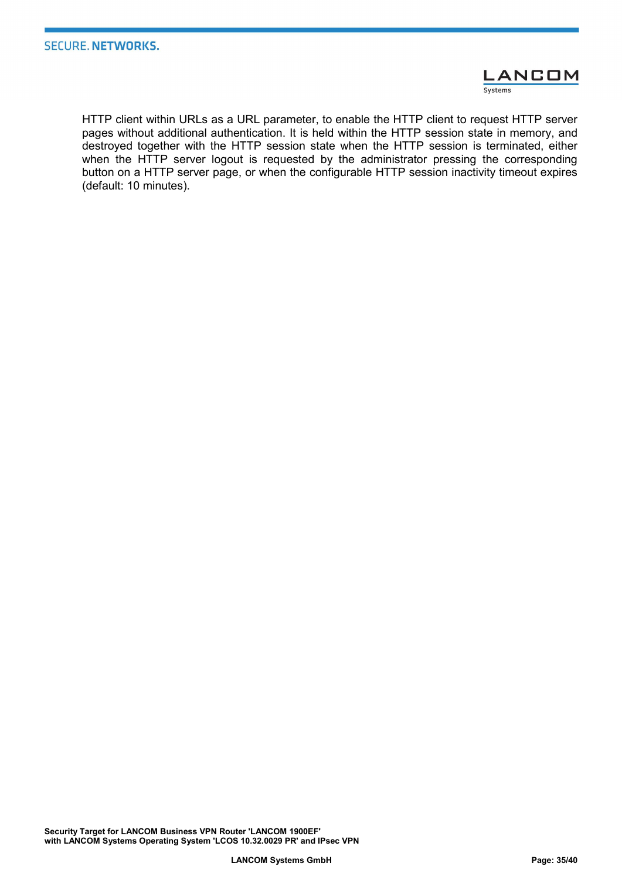HTTP client within URLs as a URL parameter, to enable the HTTP client to request HTTP server pages without additional authentication. It is held within the HTTP session state in memory, and destroyed together with the HTTP session state when the HTTP session is terminated, either when the HTTP server logout is requested by the administrator pressing the corresponding button on a HTTP server page, or when the configurable HTTP session inactivity timeout expires (default: 10 minutes).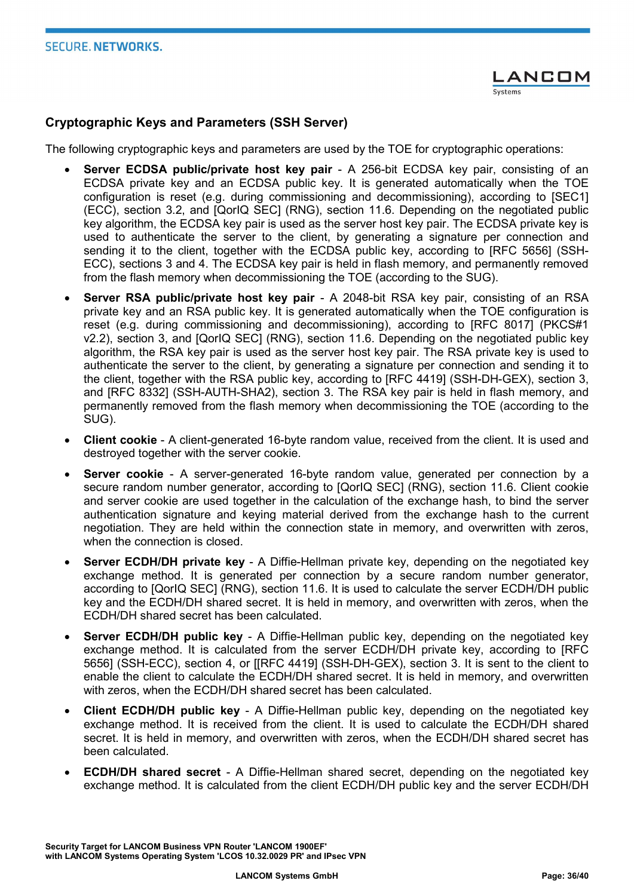## Cryptographic Keys and Parameters (SSH Server)

The following cryptographic keys and parameters are used by the TOE for cryptographic operations:

- **Server ECDSA public/private host key pair** - A 256-bit ECDSA key pair, consisting of an ECDSA private key and an ECDSA public key. It is generated automatically when the TOE configuration is reset (e.g. during commissioning and decommissioning), according to [SEC1] (ECC), section 3.2, and [QorIQ SEC] (RNG), section 11.6. Depending on the negotiated public key algorithm, the ECDSA key pair is used as the server host key pair. The ECDSA private key is used to authenticate the server to the client, by generating a signature per connection and sending it to the client, together with the ECDSA public key, according to [RFC 5656] (SSH-ECC), sections 3 and 4. The ECDSA key pair is held in flash memory, and permanently removed from the flash memory when decommissioning the TOE (according to the SUG).
- **Server RSA public/private host key pair** - A 2048-bit RSA key pair, consisting of an RSA private key and an RSA public key. It is generated automatically when the TOE configuration is reset (e.g. during commissioning and decommissioning), according to [RFC 8017] (PKCS#1 v2.2), section 3, and [QorIQ SEC] (RNG), section 11.6. Depending on the negotiated public key algorithm, the RSA key pair is used as the server host key pair. The RSA private key is used to authenticate the server to the client, by generating a signature per connection and sending it to the client, together with the RSA public key, according to [RFC 4419] (SSH-DH-GEX), section 3, and [RFC 8332] (SSH-AUTH-SHA2), section 3. The RSA key pair is held in flash memory, and permanently removed from the flash memory when decommissioning the TOE (according to the SUG).
- **Client cookie** - A client-generated 16-byte random value, received from the client. It is used and destroyed together with the server cookie.
- **Server cookie** - A server-generated 16-byte random value, generated per connection by a secure random number generator, according to [QorIQ SEC] (RNG), section 11.6. Client cookie and server cookie are used together in the calculation of the exchange hash, to bind the server authentication signature and keying material derived from the exchange hash to the current negotiation. They are held within the connection state in memory, and overwritten with zeros, when the connection is closed.
- **Server ECDH/DH private key** - A Diffie-Hellman private key, depending on the negotiated key exchange method. It is generated per connection by a secure random number generator, according to [QorIQ SEC] (RNG), section 11.6. It is used to calculate the server ECDH/DH public key and the ECDH/DH shared secret. It is held in memory, and overwritten with zeros, when the ECDH/DH shared secret has been calculated.
- **Server ECDH/DH public key** - A Diffie-Hellman public key, depending on the negotiated key exchange method. It is calculated from the server ECDH/DH private key, according to [RFC 5656] (SSH-ECC), section 4, or [[RFC 4419] (SSH-DH-GEX), section 3. It is sent to the client to enable the client to calculate the ECDH/DH shared secret. It is held in memory, and overwritten with zeros, when the ECDH/DH shared secret has been calculated.
- **Client ECDH/DH public key** - A Diffie-Hellman public key, depending on the negotiated key exchange method. It is received from the client. It is used to calculate the ECDH/DH shared secret. It is held in memory, and overwritten with zeros, when the ECDH/DH shared secret has been calculated.
- **ECDH/DH shared secret** - A Diffie-Hellman shared secret, depending on the negotiated key exchange method. It is calculated from the client ECDH/DH public key and the server ECDH/DH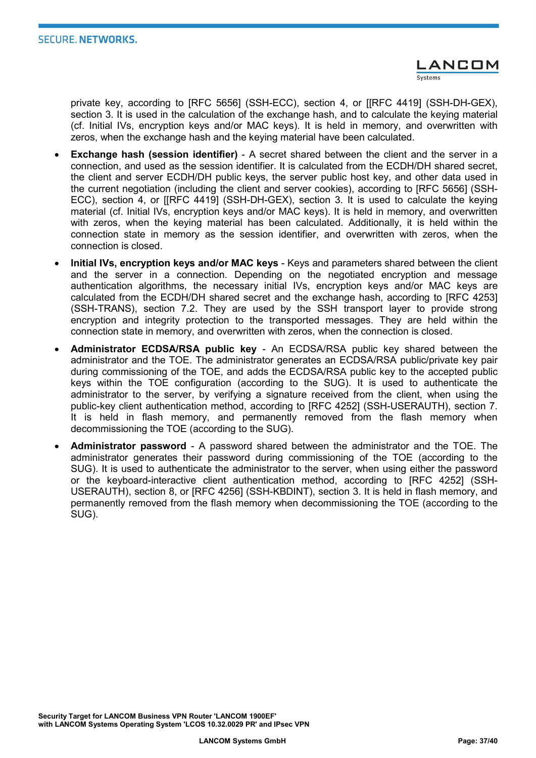private key, according to [RFC 5656] (SSH-ECC), section 4, or [[RFC 4419] (SSH-DH-GEX), section 3. It is used in the calculation of the exchange hash, and to calculate the keying material (cf. Initial IVs, encryption keys and/or MAC keys). It is held in memory, and overwritten with zeros, when the exchange hash and the keying material have been calculated.

- **Exchange hash (session identifier)** - A secret shared between the client and the server in a connection, and used as the session identifier. It is calculated from the ECDH/DH shared secret, the client and server ECDH/DH public keys, the server public host key, and other data used in the current negotiation (including the client and server cookies), according to [RFC 5656] (SSH-ECC), section 4, or [[RFC 4419] (SSH-DH-GEX), section 3. It is used to calculate the keying material (cf. Initial IVs, encryption keys and/or MAC keys). It is held in memory, and overwritten with zeros, when the keying material has been calculated. Additionally, it is held within the connection state in memory as the session identifier, and overwritten with zeros, when the connection is closed.
- **Initial IVs, encryption keys and/or MAC keys** - Keys and parameters shared between the client and the server in a connection. Depending on the negotiated encryption and message authentication algorithms, the necessary initial IVs, encryption keys and/or MAC keys are calculated from the ECDH/DH shared secret and the exchange hash, according to [RFC 4253] (SSH-TRANS), section 7.2. They are used by the SSH transport layer to provide strong encryption and integrity protection to the transported messages. They are held within the connection state in memory, and overwritten with zeros, when the connection is closed.
- **Administrator ECDSA/RSA public key** - An ECDSA/RSA public key shared between the administrator and the TOE. The administrator generates an ECDSA/RSA public/private key pair during commissioning of the TOE, and adds the ECDSA/RSA public key to the accepted public keys within the TOE configuration (according to the SUG). It is used to authenticate the administrator to the server, by verifying a signature received from the client, when using the public-key client authentication method, according to [RFC 4252] (SSH-USERAUTH), section 7. It is held in flash memory, and permanently removed from the flash memory when decommissioning the TOE (according to the SUG).
- **Administrator password** - A password shared between the administrator and the TOE. The administrator generates their password during commissioning of the TOE (according to the SUG). It is used to authenticate the administrator to the server, when using either the password or the keyboard-interactive client authentication method, according to [RFC 4252] (SSH-USERAUTH), section 8, or [RFC 4256] (SSH-KBDINT), section 3. It is held in flash memory, and permanently removed from the flash memory when decommissioning the TOE (according to the SUG).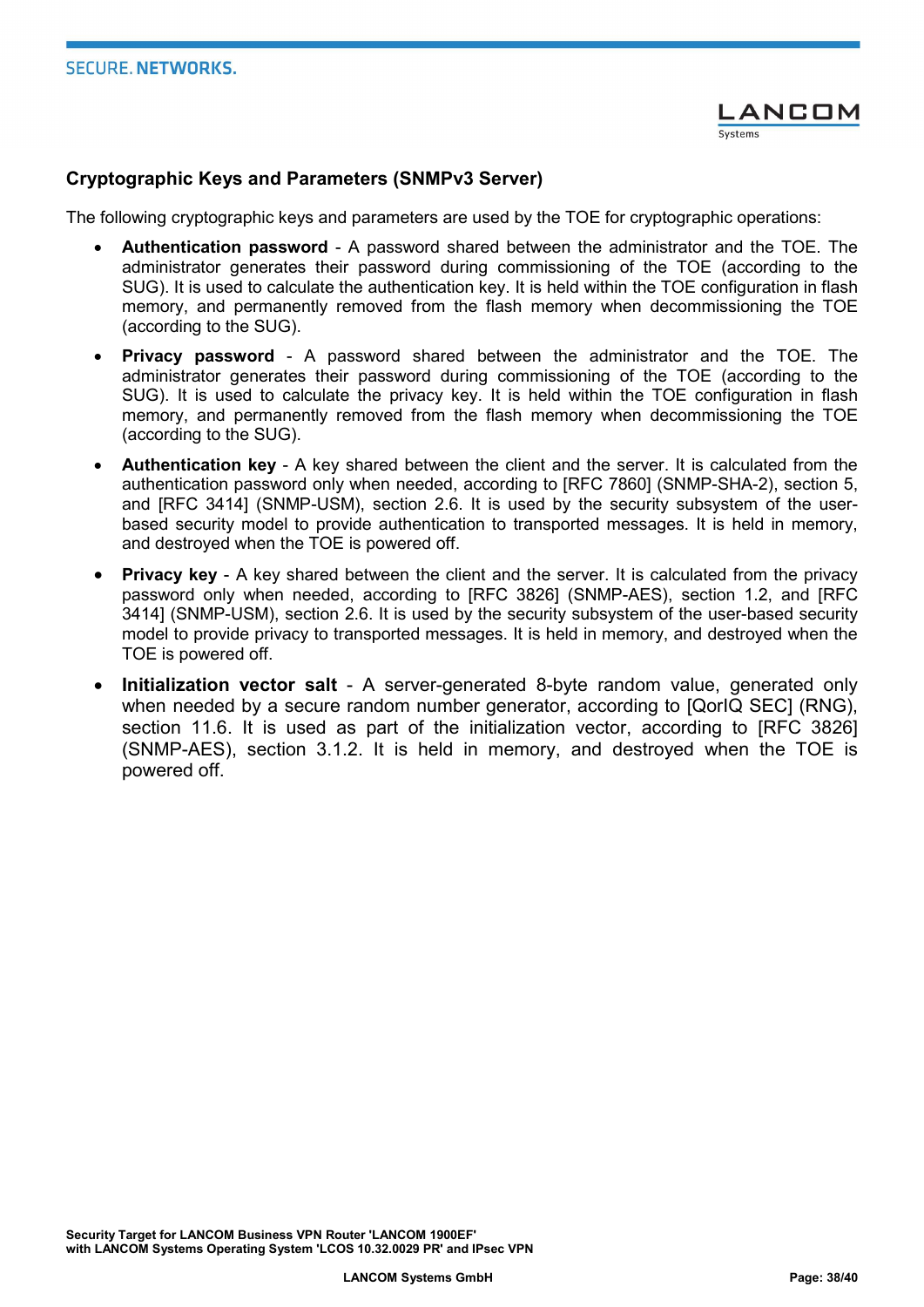### Cryptographic Keys and Parameters (SNMPv3 Server)

The following cryptographic keys and parameters are used by the TOE for cryptographic operations:

- **Authentication password** - A password shared between the administrator and the TOE. The administrator generates their password during commissioning of the TOE (according to the SUG). It is used to calculate the authentication key. It is held within the TOE configuration in flash memory, and permanently removed from the flash memory when decommissioning the TOE (according to the SUG).
- **Privacy password** - A password shared between the administrator and the TOE. The administrator generates their password during commissioning of the TOE (according to the SUG). It is used to calculate the privacy key. It is held within the TOE configuration in flash memory, and permanently removed from the flash memory when decommissioning the TOE (according to the SUG).
- **Authentication key** - A key shared between the client and the server. It is calculated from the authentication password only when needed, according to [RFC 7860] (SNMP-SHA-2), section 5, and [RFC 3414] (SNMP-USM), section 2.6. It is used by the security subsystem of the user-based security model to provide authentication to transported messages. It is held in memory, and destroyed when the TOE is powered off.
- **Privacy key** - A key shared between the client and the server. It is calculated from the privacy password only when needed, according to [RFC 3826] (SNMP-AES), section 1.2, and [RFC 3414] (SNMP-USM), section 2.6. It is used by the security subsystem of the user-based security model to provide privacy to transported messages. It is held in memory, and destroyed when the TOE is powered off.
- **Initialization vector salt** - A server-generated 8-byte random value, generated only when needed by a secure random number generator, according to [QorIQ SEC] (RNG), section 11.6. It is used as part of the initialization vector, according to [RFC 3826] (SNMP-AES), section 3.1.2. It is held in memory, and destroyed when the TOE is powered off.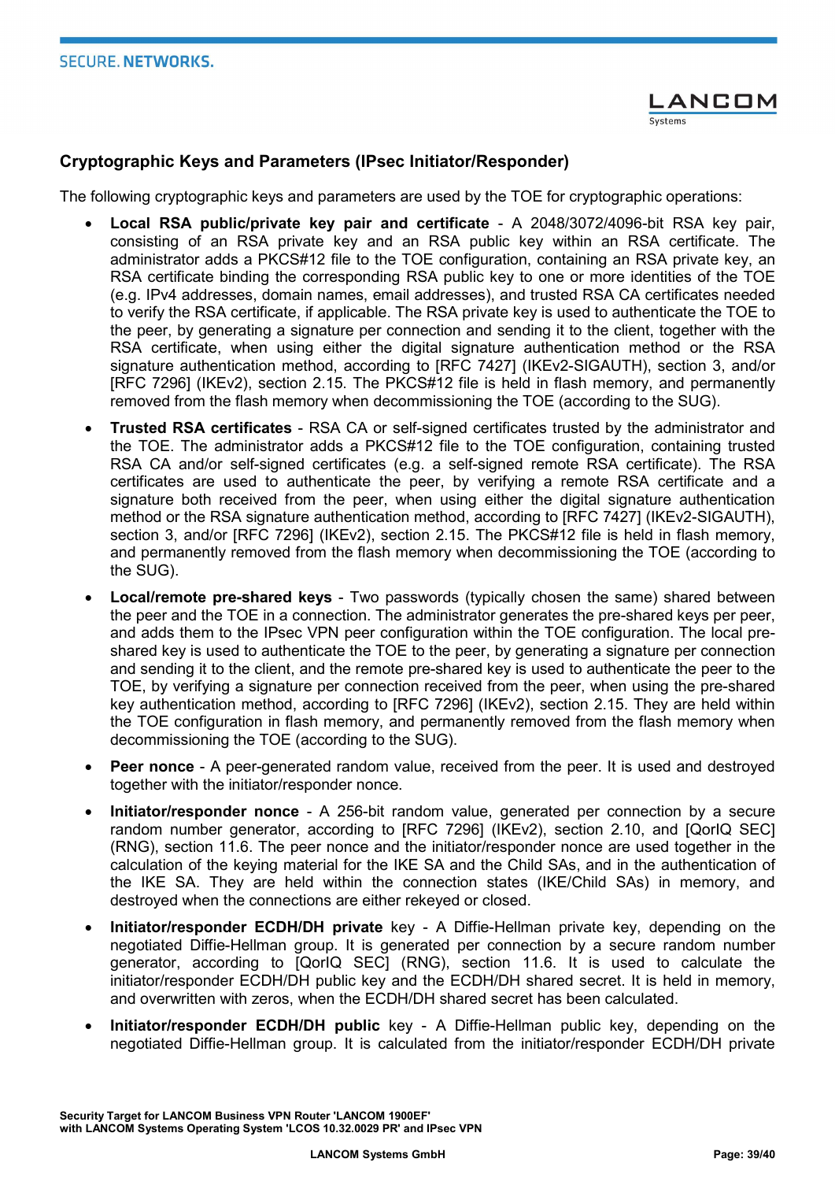### Cryptographic Keys and Parameters (IPsec Initiator/Responder)

The following cryptographic keys and parameters are used by the TOE for cryptographic operations:

- **Local RSA public/private key pair and certificate** - A 2048/3072/4096-bit RSA key pair, consisting of an RSA private key and an RSA public key within an RSA certificate. The administrator adds a PKCS#12 file to the TOE configuration, containing an RSA private key, an RSA certificate binding the corresponding RSA public key to one or more identities of the TOE (e.g. IPv4 addresses, domain names, email addresses), and trusted RSA CA certificates needed to verify the RSA certificate, if applicable. The RSA private key is used to authenticate the TOE to the peer, by generating a signature per connection and sending it to the client, together with the RSA certificate, when using either the digital signature authentication method or the RSA signature authentication method, according to [RFC 7427] (IKEv2-SIGAUTH), section 3, and/or [RFC 7296] (IKEv2), section 2.15. The PKCS#12 file is held in flash memory, and permanently removed from the flash memory when decommissioning the TOE (according to the SUG).
- **Trusted RSA certificates** - RSA CA or self-signed certificates trusted by the administrator and the TOE. The administrator adds a PKCS#12 file to the TOE configuration, containing trusted RSA CA and/or self-signed certificates (e.g. a self-signed remote RSA certificate). The RSA certificates are used to authenticate the peer, by verifying a remote RSA certificate and a signature both received from the peer, when using either the digital signature authentication method or the RSA signature authentication method, according to [RFC 7427] (IKEv2-SIGAUTH), section 3, and/or [RFC 7296] (IKEv2), section 2.15. The PKCS#12 file is held in flash memory, and permanently removed from the flash memory when decommissioning the TOE (according to the SUG).
- **Local/remote pre-shared keys** - Two passwords (typically chosen the same) shared between the peer and the TOE in a connection. The administrator generates the pre-shared keys per peer, and adds them to the IPsec VPN peer configuration within the TOE configuration. The local pre-shared key is used to authenticate the TOE to the peer, by generating a signature per connection and sending it to the client, and the remote pre-shared key is used to authenticate the peer to the TOE, by verifying a signature per connection received from the peer, when using the pre-shared key authentication method, according to [RFC 7296] (IKEv2), section 2.15. They are held within the TOE configuration in flash memory, and permanently removed from the flash memory when decommissioning the TOE (according to the SUG).
- **Peer nonce** - A peer-generated random value, received from the peer. It is used and destroyed together with the initiator/responder nonce.
- **Initiator/responder nonce** - A 256-bit random value, generated per connection by a secure random number generator, according to [RFC 7296] (IKEv2), section 2.10, and [QorIQ SEC] (RNG), section 11.6. The peer nonce and the initiator/responder nonce are used together in the calculation of the keying material for the IKE SA and the Child SAs, and in the authentication of the IKE SA. They are held within the connection states (IKE/Child SAs) in memory, and destroyed when the connections are either rekeyed or closed.
- **Initiator/responder ECDH/DH private** key - A Diffie-Hellman private key, depending on the negotiated Diffie-Hellman group. It is generated per connection by a secure random number generator, according to [QorIQ SEC] (RNG), section 11.6. It is used to calculate the initiator/responder ECDH/DH public key and the ECDH/DH shared secret. It is held in memory, and overwritten with zeros, when the ECDH/DH shared secret has been calculated.
- **Initiator/responder ECDH/DH public** key - A Diffie-Hellman public key, depending on the negotiated Diffie-Hellman group. It is calculated from the initiator/responder ECDH/DH private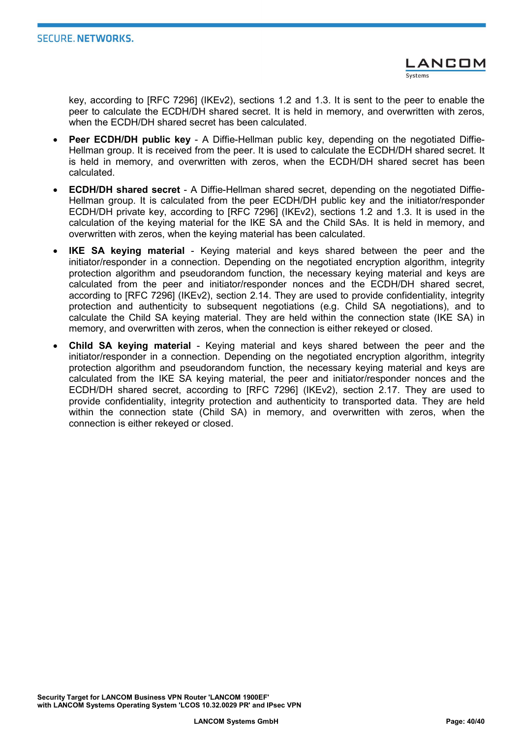key, according to [RFC 7296] (IKEv2), sections 1.2 and 1.3. It is sent to the peer to enable the peer to calculate the ECDH/DH shared secret. It is held in memory, and overwritten with zeros, when the ECDH/DH shared secret has been calculated.

- **Peer ECDH/DH public key** - A Diffie-Hellman public key, depending on the negotiated Diffie-Hellman group. It is received from the peer. It is used to calculate the ECDH/DH shared secret. It is held in memory, and overwritten with zeros, when the ECDH/DH shared secret has been calculated.
- **ECDH/DH shared secret** - A Diffie-Hellman shared secret, depending on the negotiated Diffie-Hellman group. It is calculated from the peer ECDH/DH public key and the initiator/responder ECDH/DH private key, according to [RFC 7296] (IKEv2), sections 1.2 and 1.3. It is used in the calculation of the keying material for the IKE SA and the Child SAs. It is held in memory, and overwritten with zeros, when the keying material has been calculated.
- **IKE SA keying material** - Keying material and keys shared between the peer and the initiator/responder in a connection. Depending on the negotiated encryption algorithm, integrity protection algorithm and pseudorandom function, the necessary keying material and keys are calculated from the peer and initiator/responder nonces and the ECDH/DH shared secret, according to [RFC 7296] (IKEv2), section 2.14. They are used to provide confidentiality, integrity protection and authenticity to subsequent negotiations (e.g. Child SA negotiations), and to calculate the Child SA keying material. They are held within the connection state (IKE SA) in memory, and overwritten with zeros, when the connection is either rekeyed or closed.
- **Child SA keying material** - Keying material and keys shared between the peer and the initiator/responder in a connection. Depending on the negotiated encryption algorithm, integrity protection algorithm and pseudorandom function, the necessary keying material and keys are calculated from the IKE SA keying material, the peer and initiator/responder nonces and the ECDH/DH shared secret, according to [RFC 7296] (IKEv2), section 2.17. They are used to provide confidentiality, integrity protection and authenticity to transported data. They are held within the connection state (Child SA) in memory, and overwritten with zeros, when the connection is either rekeyed or closed.